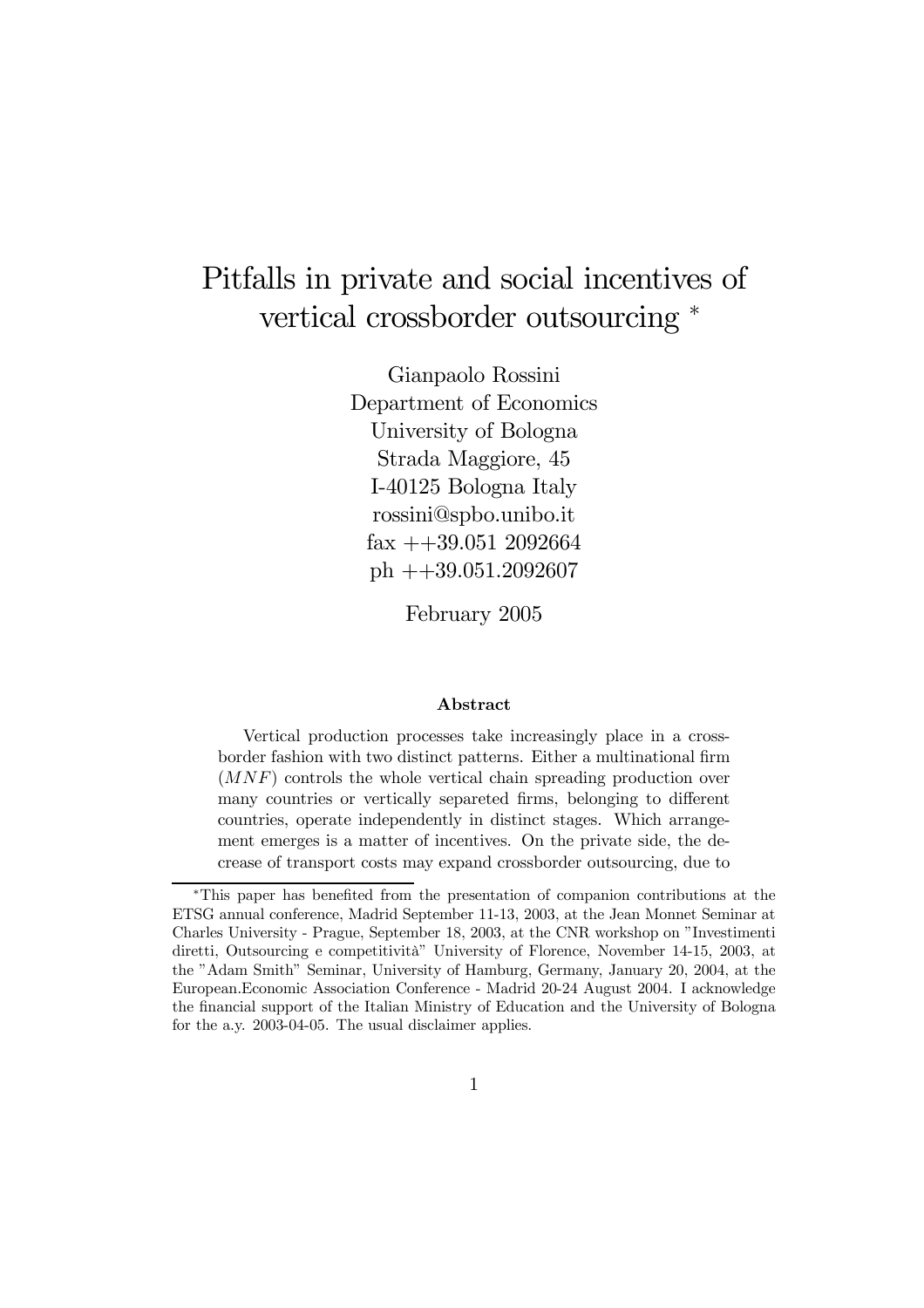# Pitfalls in private and social incentives of vertical crossborder outsourcing *

Gianpaolo Rossini
Department of Economics
University of Bologna
Strada Maggiore, 45
I-40125 Bologna Italy
rossini@spbo.unibo.it
fax ++39.051 2092664
ph ++39.051.2092607

February 2005

### Abstract

Vertical production processes take increasingly place in a crossborder fashion with two distinct patterns. Either a multinational firm ($MNF$) controls the whole vertical chain spreading production over many countries or vertically separeted firms, belonging to different countries, operate independently in distinct stages. Which arrangement emerges is a matter of incentives. On the private side, the decrease of transport costs may expand crossborder outsourcing, due to

---

*This paper has benefited from the presentation of companion contributions at the ETSG annual conference, Madrid September 11-13, 2003, at the Jean Monnet Seminar at Charles University - Prague, September 18, 2003, at the CNR workshop on "Investimenti diretti, Outsourcing e competitività" University of Florence, November 14-15, 2003, at the "Adam Smith" Seminar, University of Hamburg, Germany, January 20, 2004, at the European.Economic Association Conference - Madrid 20-24 August 2004. I acknowledge the financial support of the Italian Ministry of Education and the University of Bologna for the a.y. 2003-04-05. The usual disclaimer applies.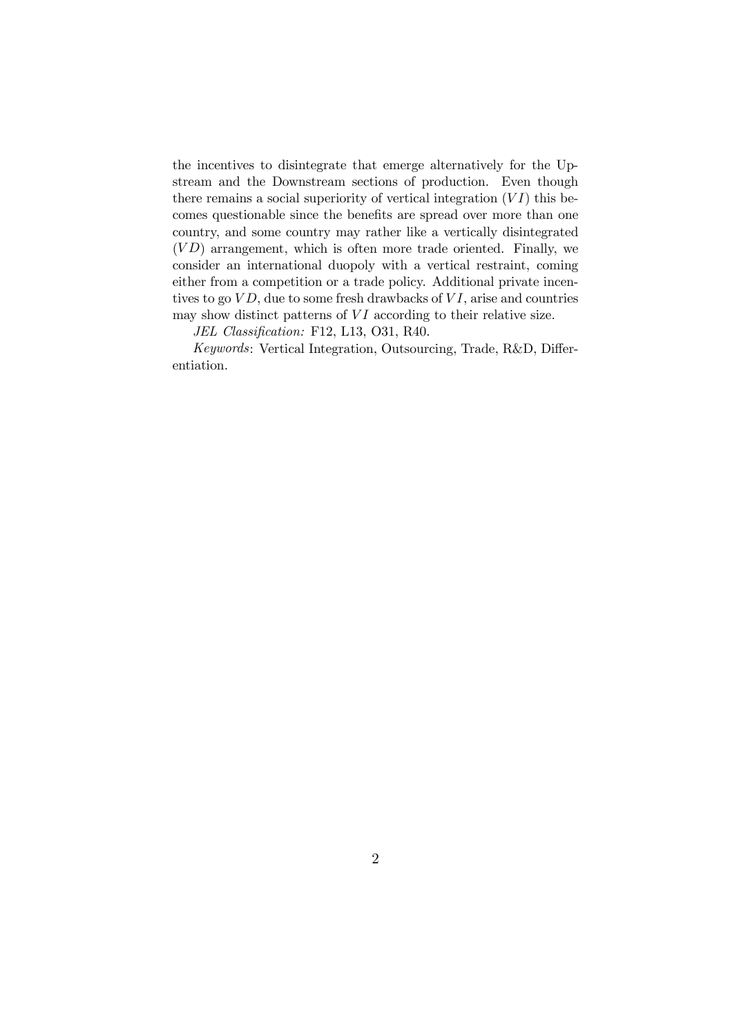the incentives to disintegrate that emerge alternatively for the Upstream and the Downstream sections of production. Even though there remains a social superiority of vertical integration $(VI)$ this becomes questionable since the benefits are spread over more than one country, and some country may rather like a vertically disintegrated $(VD)$ arrangement, which is often more trade oriented. Finally, we consider an international duopoly with a vertical restraint, coming either from a competition or a trade policy. Additional private incentives to go $VD$, due to some fresh drawbacks of $VI$, arise and countries may show distinct patterns of $VI$ according to their relative size.

*JEL Classification:* F12, L13, O31, R40.

*Keywords*: Vertical Integration, Outsourcing, Trade, R&D, Differentiation.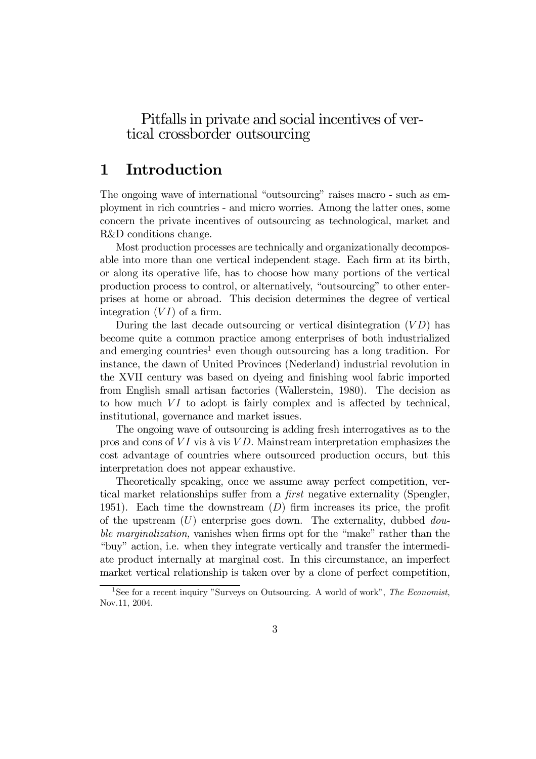Pitfalls in private and social incentives of vertical crossborder outsourcing

# 1 Introduction

The ongoing wave of international "outsourcing" raises macro - such as employment in rich countries - and micro worries. Among the latter ones, some concern the private incentives of outsourcing as technological, market and R&D conditions change.

Most production processes are technically and organizationally decomposable into more than one vertical independent stage. Each firm at its birth, or along its operative life, has to choose how many portions of the vertical production process to control, or alternatively, "outsourcing" to other enterprises at home or abroad. This decision determines the degree of vertical integration ($VI$) of a firm.

During the last decade outsourcing or vertical disintegration ($VD$) has become quite a common practice among enterprises of both industrialized and emerging countries[1] even though outsourcing has a long tradition. For instance, the dawn of United Provinces (Nederland) industrial revolution in the XVII century was based on dyeing and finishing wool fabric imported from English small artisan factories (Wallerstein, 1980). The decision as to how much $VI$ to adopt is fairly complex and is affected by technical, institutional, governance and market issues.

The ongoing wave of outsourcing is adding fresh interrogatives as to the pros and cons of $VI$ vis à vis $VD$. Mainstream interpretation emphasizes the cost advantage of countries where outsourced production occurs, but this interpretation does not appear exhaustive.

Theoretically speaking, once we assume away perfect competition, vertical market relationships suffer from a *first* negative externality (Spengler, 1951). Each time the downstream ($D$) firm increases its price, the profit of the upstream ($U$) enterprise goes down. The externality, dubbed *double marginalization,* vanishes when firms opt for the "make" rather than the "buy" action, i.e. when they integrate vertically and transfer the intermediate product internally at marginal cost. In this circumstance, an imperfect market vertical relationship is taken over by a clone of perfect competition,

[1] See for a recent inquiry "Surveys on Outsourcing. A world of work", *The Economist*, Nov.11, 2004.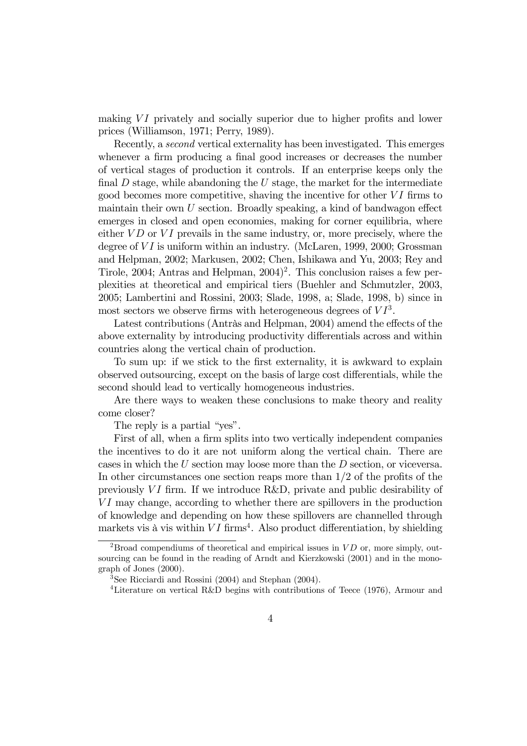making $VI$ privately and socially superior due to higher profits and lower prices (Williamson, 1971; Perry, 1989).

Recently, a *second* vertical externality has been investigated. This emerges whenever a firm producing a final good increases or decreases the number of vertical stages of production it controls. If an enterprise keeps only the final $D$ stage, while abandoning the $U$ stage, the market for the intermediate good becomes more competitive, shaving the incentive for other $VI$ firms to maintain their own $U$ section. Broadly speaking, a kind of bandwagon effect emerges in closed and open economies, making for corner equilibria, where either $VD$ or $VI$ prevails in the same industry, or, more precisely, where the degree of $VI$ is uniform within an industry. (McLaren, 1999, 2000; Grossman and Helpman, 2002; Markusen, 2002; Chen, Ishikawa and Yu, 2003; Rey and Tirole, 2004; Antras and Helpman, 2004)[2]. This conclusion raises a few perplexities at theoretical and empirical tiers (Buehler and Schmutzler, 2003, 2005; Lambertini and Rossini, 2003; Slade, 1998, a; Slade, 1998, b) since in most sectors we observe firms with heterogeneous degrees of $VI$[3].

Latest contributions (Antràs and Helpman, 2004) amend the effects of the above externality by introducing productivity differentials across and within countries along the vertical chain of production.

To sum up: if we stick to the first externality, it is awkward to explain observed outsourcing, except on the basis of large cost differentials, while the second should lead to vertically homogeneous industries.

Are there ways to weaken these conclusions to make theory and reality come closer?

The reply is a partial "yes".

First of all, when a firm splits into two vertically independent companies the incentives to do it are not uniform along the vertical chain. There are cases in which the $U$ section may loose more than the $D$ section, or viceversa. In other circumstances one section reaps more than $1/2$ of the profits of the previously $VI$ firm. If we introduce R&D, private and public desirability of $VI$ may change, according to whether there are spillovers in the production of knowledge and depending on how these spillovers are channelled through markets vis à vis within $VI$ firms[4]. Also product differentiation, by shielding

[2] Broad compendiums of theoretical and empirical issues in $VD$ or, more simply, outsourcing can be found in the reading of Arndt and Kierzkowski (2001) and in the monograph of Jones (2000).

[3] See Ricciardi and Rossini (2004) and Stephan (2004).

[4] Literature on vertical R&D begins with contributions of Teece (1976), Armour and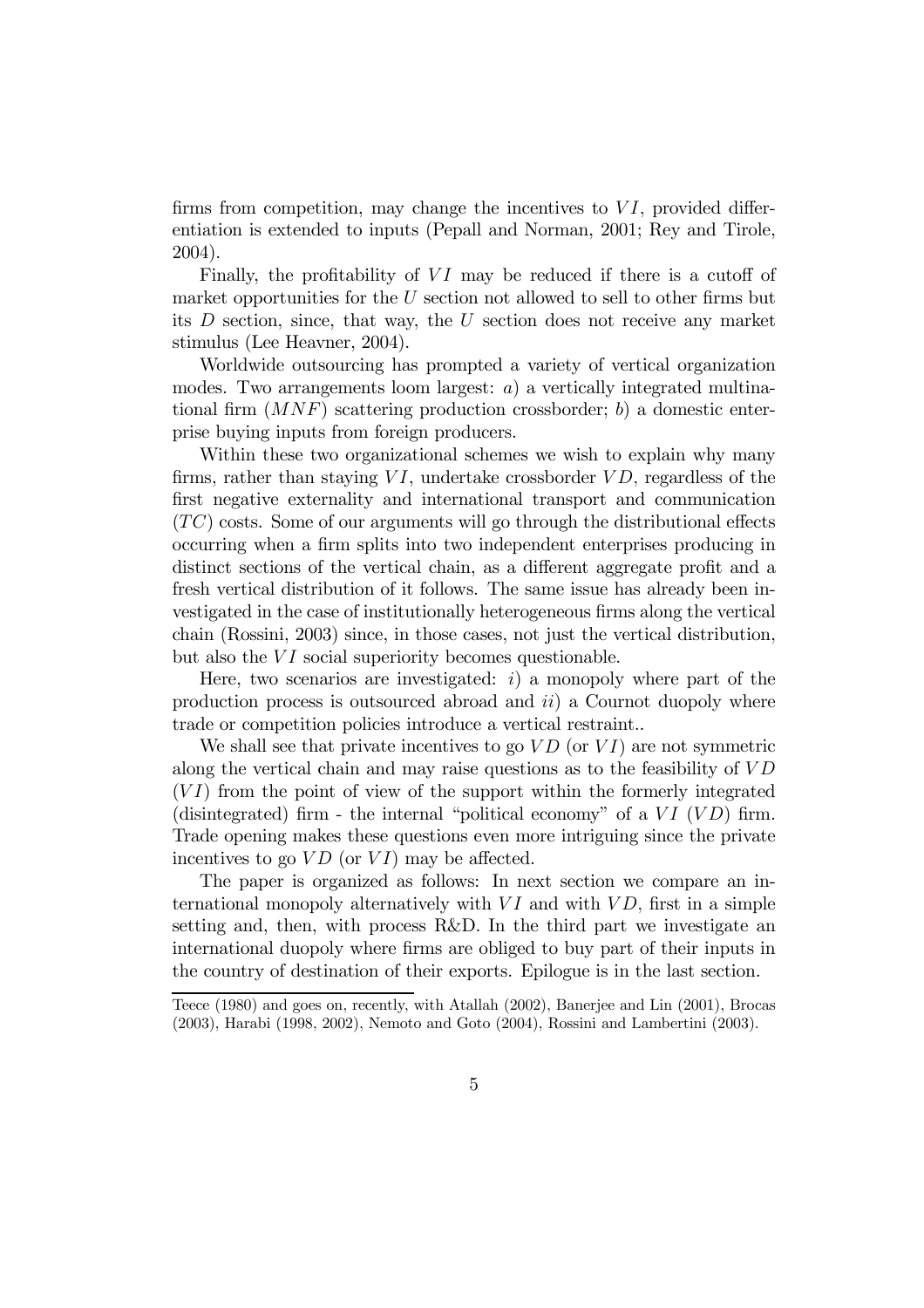firms from competition, may change the incentives to $VI$, provided differentiation is extended to inputs (Pepall and Norman, 2001; Rey and Tirole, 2004).

Finally, the profitability of $VI$ may be reduced if there is a cutoff of market opportunities for the $U$ section not allowed to sell to other firms but its $D$ section, since, that way, the $U$ section does not receive any market stimulus (Lee Heavner, 2004).

Worldwide outsourcing has prompted a variety of vertical organization modes. Two arrangements loom largest: *a*) a vertically integrated multinational firm ($MNF$) scattering production crossborder; *b*) a domestic enterprise buying inputs from foreign producers.

Within these two organizational schemes we wish to explain why many firms, rather than staying $VI$, undertake crossborder $VD$, regardless of the first negative externality and international transport and communication ($TC$) costs. Some of our arguments will go through the distributional effects occurring when a firm splits into two independent enterprises producing in distinct sections of the vertical chain, as a different aggregate profit and a fresh vertical distribution of it follows. The same issue has already been investigated in the case of institutionally heterogeneous firms along the vertical chain (Rossini, 2003) since, in those cases, not just the vertical distribution, but also the $VI$ social superiority becomes questionable.

Here, two scenarios are investigated: *i*) a monopoly where part of the production process is outsourced abroad and *ii*) a Cournot duopoly where trade or competition policies introduce a vertical restraint..

We shall see that private incentives to go $VD$ (or $VI$) are not symmetric along the vertical chain and may raise questions as to the feasibility of $VD$ ($VI$) from the point of view of the support within the formerly integrated (disintegrated) firm - the internal "political economy" of a $VI$ ($VD$) firm. Trade opening makes these questions even more intriguing since the private incentives to go $VD$ (or $VI$) may be affected.

The paper is organized as follows: In next section we compare an international monopoly alternatively with $VI$ and with $VD$, first in a simple setting and, then, with process R&D. In the third part we investigate an international duopoly where firms are obliged to buy part of their inputs in the country of destination of their exports. Epilogue is in the last section.

---

Teece (1980) and goes on, recently, with Atallah (2002), Banerjee and Lin (2001), Brocas (2003), Harabi (1998, 2002), Nemoto and Goto (2004), Rossini and Lambertini (2003).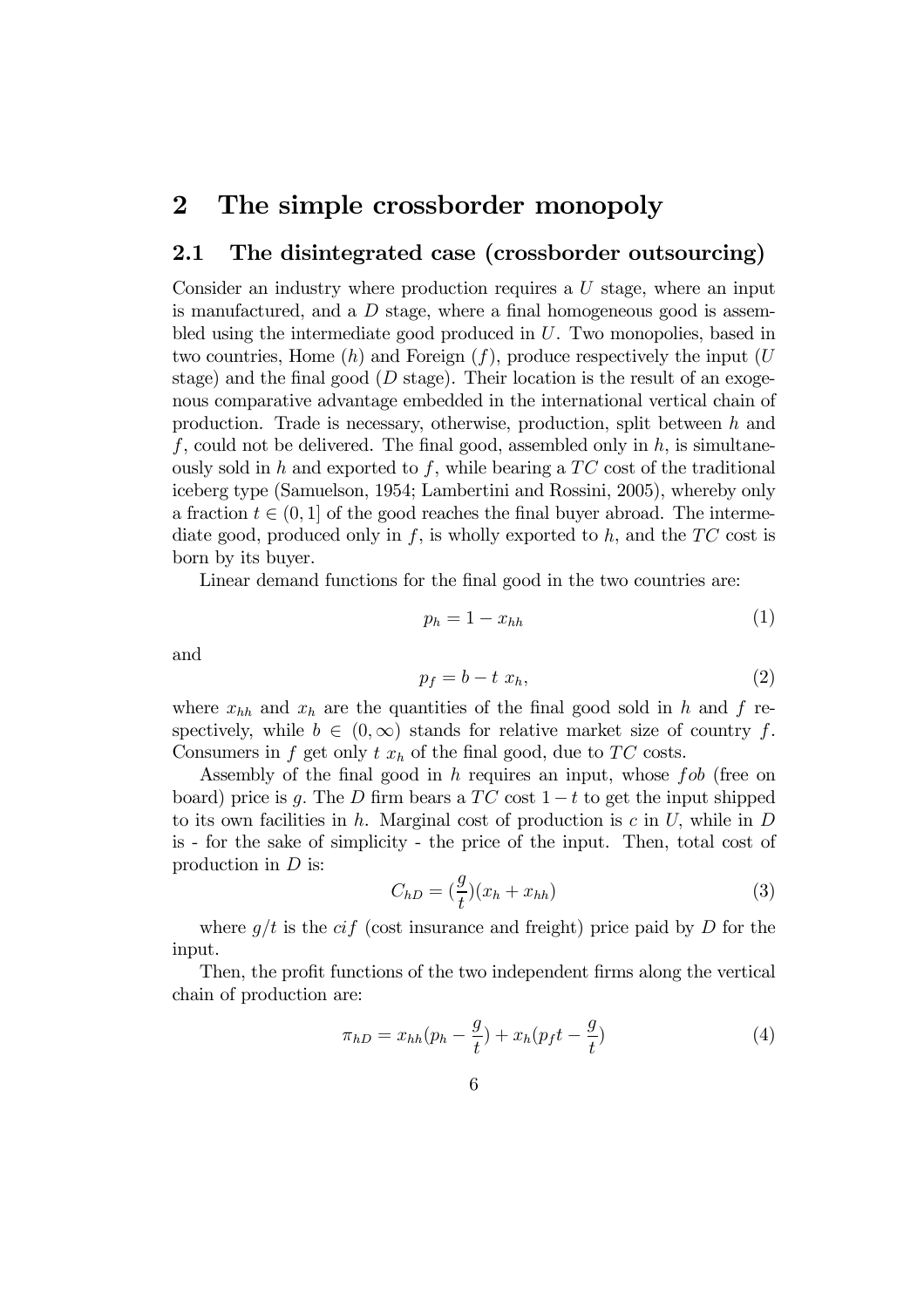# 2 The simple crossborder monopoly

## 2.1 The disintegrated case (crossborder outsourcing)

Consider an industry where production requires a $U$ stage, where an input is manufactured, and a $D$ stage, where a final homogeneous good is assembled using the intermediate good produced in $U$. Two monopolies, based in two countries, Home ($h$) and Foreign ($f$), produce respectively the input ($U$ stage) and the final good ($D$ stage). Their location is the result of an exogenous comparative advantage embedded in the international vertical chain of production. Trade is necessary, otherwise, production, split between $h$ and $f$, could not be delivered. The final good, assembled only in $h$, is simultaneously sold in $h$ and exported to $f$, while bearing a $TC$ cost of the traditional iceberg type (Samuelson, 1954; Lambertini and Rossini, 2005), whereby only a fraction $t \in (0, 1]$ of the good reaches the final buyer abroad. The intermediate good, produced only in $f$, is wholly exported to $h$, and the $TC$ cost is born by its buyer.

Linear demand functions for the final good in the two countries are:

$$p_h = 1 - x_{hh} \tag{1}$$

and

$$p_f = b - t\ x_h, \tag{2}$$

where $x_{hh}$ and $x_h$ are the quantities of the final good sold in $h$ and $f$ respectively, while $b \in (0, \infty)$ stands for relative market size of country $f$. Consumers in $f$ get only $t\ x_h$ of the final good, due to $TC$ costs.

Assembly of the final good in $h$ requires an input, whose $fob$ (free on board) price is $g$. The $D$ firm bears a $TC$ cost $1 - t$ to get the input shipped to its own facilities in $h$. Marginal cost of production is $c$ in $U$, while in $D$ is - for the sake of simplicity - the price of the input. Then, total cost of production in $D$ is:

$$C_{hD} = \left(\frac{g}{t}\right)(x_h + x_{hh}) \tag{3}$$

where $g/t$ is the $cif$ (cost insurance and freight) price paid by $D$ for the input.

Then, the profit functions of the two independent firms along the vertical chain of production are:

$$\pi_{hD} = x_{hh}\left(p_h - \frac{g}{t}\right) + x_h\left(p_f t - \frac{g}{t}\right) \tag{4}$$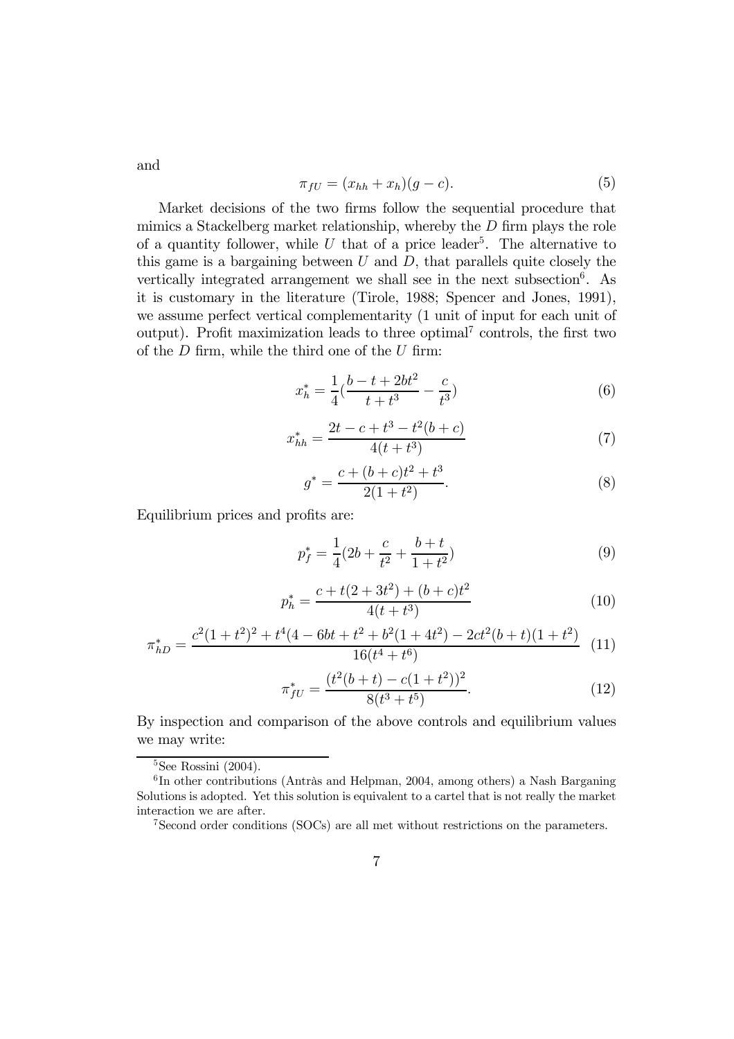and

$$\pi_{fU} = (x_{hh} + x_h)(g - c). \tag{5}$$

Market decisions of the two firms follow the sequential procedure that mimics a Stackelberg market relationship, whereby the $D$ firm plays the role of a quantity follower, while $U$ that of a price leader[5]. The alternative to this game is a bargaining between $U$ and $D$, that parallels quite closely the vertically integrated arrangement we shall see in the next subsection[6]. As it is customary in the literature (Tirole, 1988; Spencer and Jones, 1991), we assume perfect vertical complementarity (1 unit of input for each unit of output). Profit maximization leads to three optimal[7] controls, the first two of the $D$ firm, while the third one of the $U$ firm:

$$x_h^* = \frac{1}{4}\left(\frac{b - t + 2bt^2}{t + t^3} - \frac{c}{t^3}\right) \tag{6}$$

$$x_{hh}^* = \frac{2t - c + t^3 - t^2(b + c)}{4(t + t^3)} \tag{7}$$

$$g^* = \frac{c + (b + c)t^2 + t^3}{2(1 + t^2)}. \tag{8}$$

Equilibrium prices and profits are:

$$p_f^* = \frac{1}{4}\left(2b + \frac{c}{t^2} + \frac{b + t}{1 + t^2}\right) \tag{9}$$

$$p_h^* = \frac{c + t(2 + 3t^2) + (b + c)t^2}{4(t + t^3)} \tag{10}$$

$$\pi_{hD}^* = \frac{c^2(1 + t^2)^2 + t^4(4 - 6bt + t^2 + b^2(1 + 4t^2) - 2ct^2(b + t)(1 + t^2)}{16(t^4 + t^6)} \tag{11}$$

$$\pi_{fU}^* = \frac{(t^2(b + t) - c(1 + t^2))^2}{8(t^3 + t^5)}. \tag{12}$$

By inspection and comparison of the above controls and equilibrium values we may write:

[5] See Rossini (2004).

[6] In other contributions (Antràs and Helpman, 2004, among others) a Nash Barganing Solutions is adopted. Yet this solution is equivalent to a cartel that is not really the market interaction we are after.

[7] Second order conditions (SOCs) are all met without restrictions on the parameters.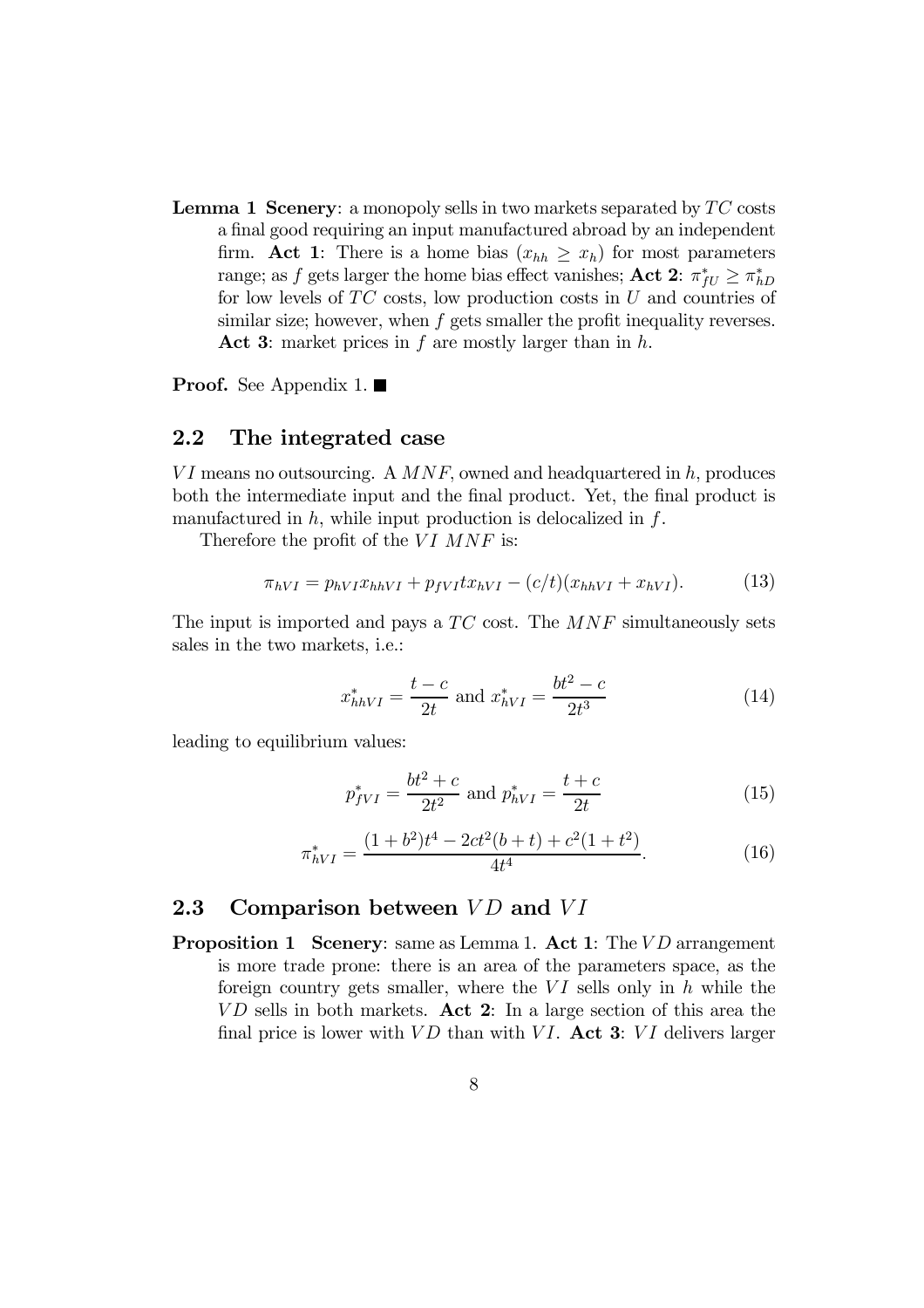**Lemma 1** **Scenery**: a monopoly sells in two markets separated by $TC$ costs a final good requiring an input manufactured abroad by an independent firm. **Act 1**: There is a home bias ($x_{hh} \geq x_h$) for most parameters range; as $f$ gets larger the home bias effect vanishes; **Act 2**: $\pi^*_{fU} \geq \pi^*_{hD}$ for low levels of $TC$ costs, low production costs in $U$ and countries of similar size; however, when $f$ gets smaller the profit inequality reverses. **Act 3**: market prices in $f$ are mostly larger than in $h$.

**Proof.** See Appendix 1. ■

## 2.2 The integrated case

$VI$ means no outsourcing. A $MNF$, owned and headquartered in $h$, produces both the intermediate input and the final product. Yet, the final product is manufactured in $h$, while input production is delocalized in $f$.

Therefore the profit of the $VI$ $MNF$ is:

$$\pi_{hVI} = p_{hVI}x_{hhVI} + p_{fVI}tx_{hVI} - (c/t)(x_{hhVI} + x_{hVI}). \tag{13}$$

The input is imported and pays a $TC$ cost. The $MNF$ simultaneously sets sales in the two markets, i.e.:

$$x^*_{hhVI} = \frac{t-c}{2t} \text{ and } x^*_{hVI} = \frac{bt^2 - c}{2t^3} \tag{14}$$

leading to equilibrium values:

$$p^*_{fVI} = \frac{bt^2 + c}{2t^2} \text{ and } p^*_{hVI} = \frac{t+c}{2t} \tag{15}$$

$$\pi^*_{hVI} = \frac{(1+b^2)t^4 - 2ct^2(b+t) + c^2(1+t^2)}{4t^4}. \tag{16}$$

## 2.3 Comparison between $VD$ and $VI$

**Proposition 1** **Scenery**: same as Lemma 1. **Act 1**: The $VD$ arrangement is more trade prone: there is an area of the parameters space, as the foreign country gets smaller, where the $VI$ sells only in $h$ while the $VD$ sells in both markets. **Act 2**: In a large section of this area the final price is lower with $VD$ than with $VI$. **Act 3**: $VI$ delivers larger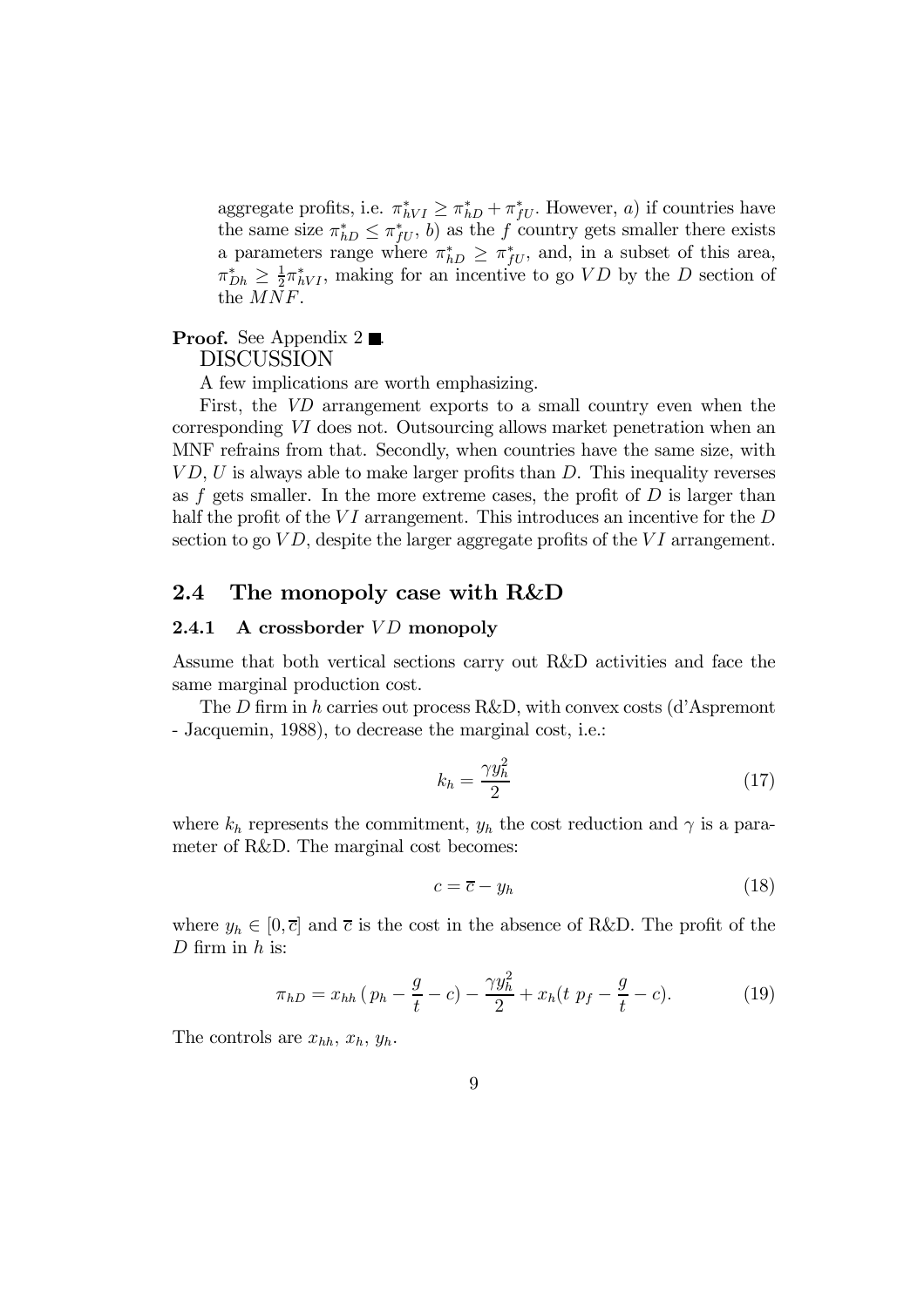aggregate profits, i.e. $\pi^*_{hVI} \geq \pi^*_{hD} + \pi^*_{fU}$. However, $a$) if countries have the same size $\pi^*_{hD} \leq \pi^*_{fU}$, $b$) as the $f$ country gets smaller there exists a parameters range where $\pi^*_{hD} \geq \pi^*_{fU}$, and, in a subset of this area, $\pi^*_{Dh} \geq \frac{1}{2}\pi^*_{hVI}$, making for an incentive to go $VD$ by the $D$ section of the $MNF$.

**Proof.** See Appendix 2 ■.

DISCUSSION

A few implications are worth emphasizing.

First, the *VD* arrangement exports to a small country even when the corresponding *VI* does not. Outsourcing allows market penetration when an MNF refrains from that. Secondly, when countries have the same size, with $VD$, $U$ is always able to make larger profits than $D$. This inequality reverses as $f$ gets smaller. In the more extreme cases, the profit of $D$ is larger than half the profit of the $VI$ arrangement. This introduces an incentive for the $D$ section to go $VD$, despite the larger aggregate profits of the $VI$ arrangement.

## 2.4 The monopoly case with R&D

### 2.4.1 A crossborder $VD$ monopoly

Assume that both vertical sections carry out R&D activities and face the same marginal production cost.

The $D$ firm in $h$ carries out process R&D, with convex costs (d'Aspremont - Jacquemin, 1988), to decrease the marginal cost, i.e.:

$$k_h = \frac{\gamma y_h^2}{2} \tag{17}$$

where $k_h$ represents the commitment, $y_h$ the cost reduction and $\gamma$ is a parameter of R&D. The marginal cost becomes:

$$c = \overline{c} - y_h \tag{18}$$

where $y_h \in [0, \overline{c}]$ and $\overline{c}$ is the cost in the absence of R&D. The profit of the $D$ firm in $h$ is:

$$\pi_{hD} = x_{hh}\,(\,p_h - \frac{g}{t} - c) - \frac{\gamma y_h^2}{2} + x_h(t\ p_f - \frac{g}{t} - c). \tag{19}$$

The controls are $x_{hh}$, $x_h$, $y_h$.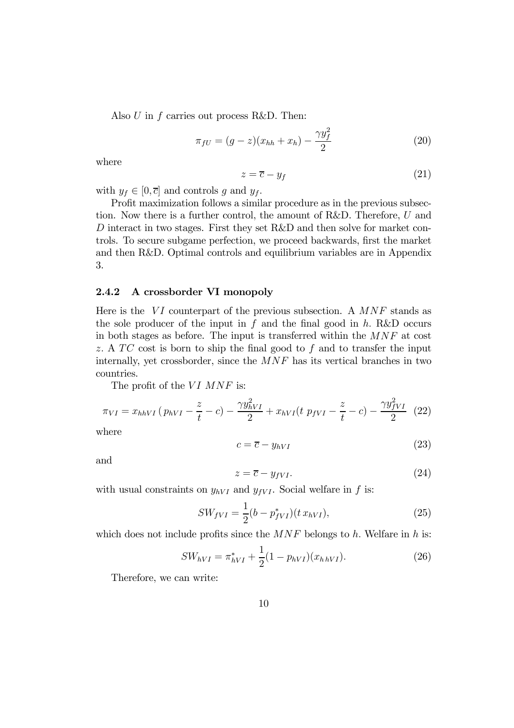Also $U$ in $f$ carries out process R&D. Then:

$$\pi_{fU} = (g - z)(x_{hh} + x_h) - \frac{\gamma y_f^2}{2} \tag{20}$$

where

$$z = \overline{c} - y_f \tag{21}$$

with $y_f \in [0, \overline{c}]$ and controls $g$ and $y_f$.

Profit maximization follows a similar procedure as in the previous subsection. Now there is a further control, the amount of R&D. Therefore, $U$ and $D$ interact in two stages. First they set R&D and then solve for market controls. To secure subgame perfection, we proceed backwards, first the market and then R&D. Optimal controls and equilibrium variables are in Appendix 3.

### 2.4.2 A crossborder VI monopoly

Here is the $VI$ counterpart of the previous subsection. A $MNF$ stands as the sole producer of the input in $f$ and the final good in $h$. R&D occurs in both stages as before. The input is transferred within the $MNF$ at cost $z$. A $TC$ cost is born to ship the final good to $f$ and to transfer the input internally, yet crossborder, since the $MNF$ has its vertical branches in two countries.

The profit of the $VI$ $MNF$ is:

$$\pi_{VI} = x_{hhVI}\,(p_{hVI} - \frac{z}{t} - c) - \frac{\gamma y_{hVI}^2}{2} + x_{hVI}(t\ p_{fVI} - \frac{z}{t} - c) - \frac{\gamma y_{fVI}^2}{2} \tag{22}$$

where

$$c = \overline{c} - y_{hVI} \tag{23}$$

and

$$z = \overline{c} - y_{fVI}. \tag{24}$$

with usual constraints on $y_{hVI}$ and $y_{fVI}$. Social welfare in $f$ is:

$$SW_{fVI} = \frac{1}{2}(b - p_{fVI}^*)(t\,x_{hVI}), \tag{25}$$

which does not include profits since the $MNF$ belongs to $h$. Welfare in $h$ is:

$$SW_{hVI} = \pi_{hVI}^* + \frac{1}{2}(1 - p_{hVI})(x_{h\,hVI}). \tag{26}$$

Therefore, we can write: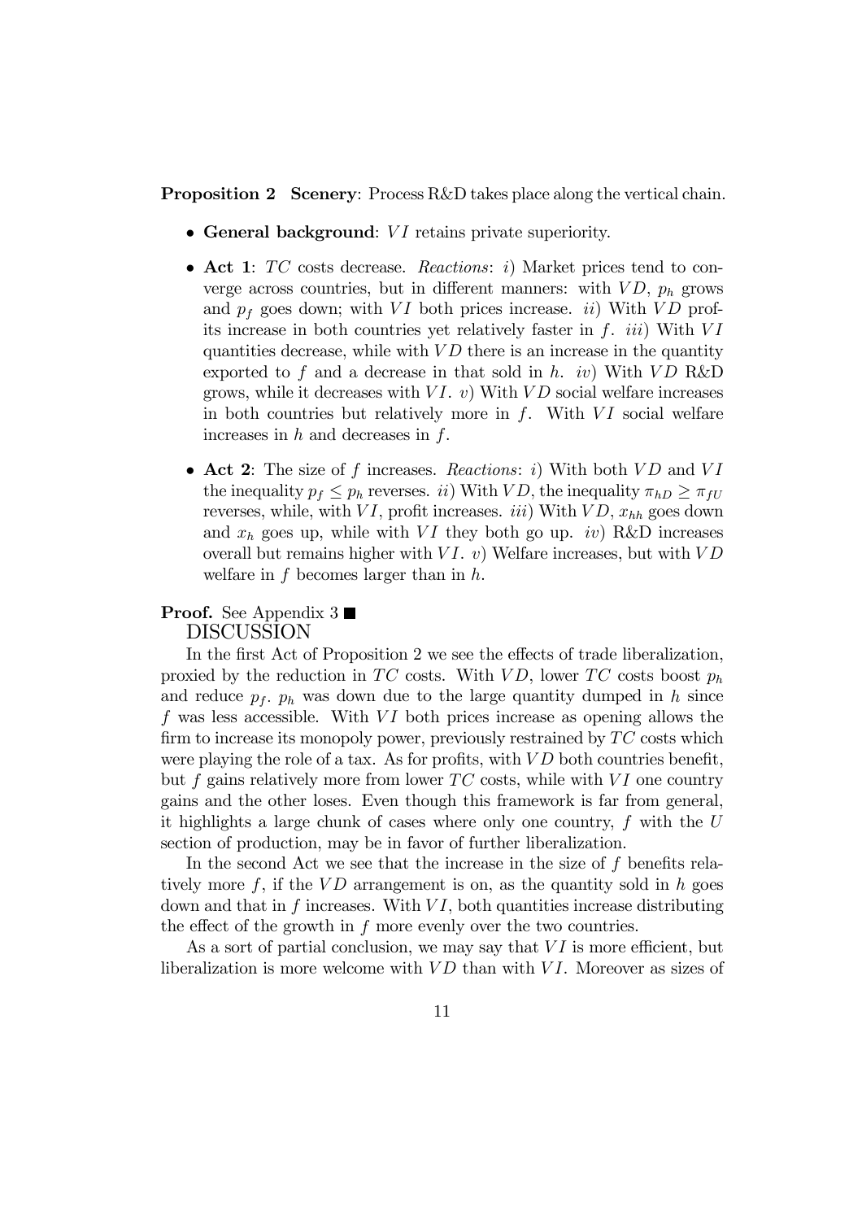**Proposition 2** **Scenery**: Process R&D takes place along the vertical chain.

- **General background**: $VI$ retains private superiority.
- **Act 1**: $TC$ costs decrease. *Reactions*: *i*) Market prices tend to converge across countries, but in different manners: with $VD$, $p_h$ grows and $p_f$ goes down; with $VI$ both prices increase. *ii*) With $VD$ profits increase in both countries yet relatively faster in $f$. *iii*) With $VI$ quantities decrease, while with $VD$ there is an increase in the quantity exported to $f$ and a decrease in that sold in $h$. *iv*) With $VD$ R&D grows, while it decreases with $VI$. *v*) With $VD$ social welfare increases in both countries but relatively more in $f$. With $VI$ social welfare increases in $h$ and decreases in $f$.
- **Act 2**: The size of $f$ increases. *Reactions*: *i*) With both $VD$ and $VI$ the inequality $p_f \leq p_h$ reverses. *ii*) With $VD$, the inequality $\pi_{hD} \geq \pi_{fU}$ reverses, while, with $VI$, profit increases. *iii*) With $VD$, $x_{hh}$ goes down and $x_h$ goes up, while with $VI$ they both go up. *iv*) R&D increases overall but remains higher with $VI$. *v*) Welfare increases, but with $VD$ welfare in $f$ becomes larger than in $h$.

**Proof.** See Appendix 3 ■

DISCUSSION

In the first Act of Proposition 2 we see the effects of trade liberalization, proxied by the reduction in $TC$ costs. With $VD$, lower $TC$ costs boost $p_h$ and reduce $p_f$. $p_h$ was down due to the large quantity dumped in $h$ since $f$ was less accessible. With $VI$ both prices increase as opening allows the firm to increase its monopoly power, previously restrained by $TC$ costs which were playing the role of a tax. As for profits, with $VD$ both countries benefit, but $f$ gains relatively more from lower $TC$ costs, while with $VI$ one country gains and the other loses. Even though this framework is far from general, it highlights a large chunk of cases where only one country, $f$ with the $U$ section of production, may be in favor of further liberalization.

In the second Act we see that the increase in the size of $f$ benefits relatively more $f$, if the $VD$ arrangement is on, as the quantity sold in $h$ goes down and that in $f$ increases. With $VI$, both quantities increase distributing the effect of the growth in $f$ more evenly over the two countries.

As a sort of partial conclusion, we may say that $VI$ is more efficient, but liberalization is more welcome with $VD$ than with $VI$. Moreover as sizes of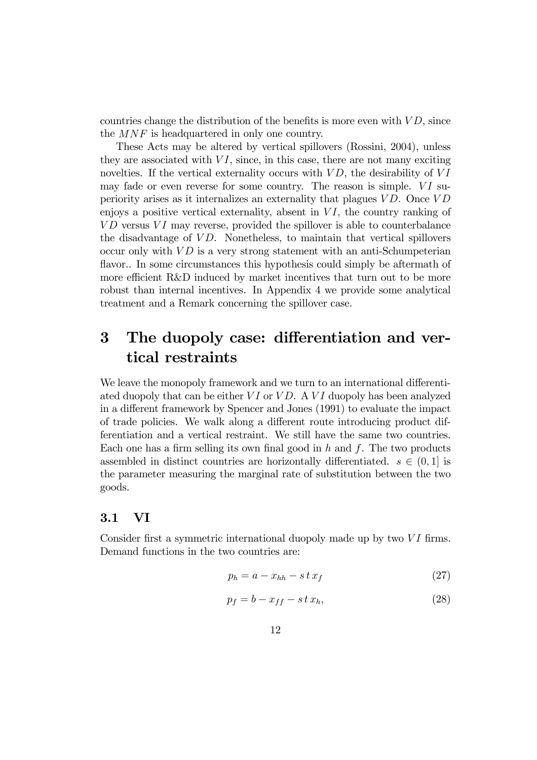countries change the distribution of the benefits is more even with $VD$, since the $MNF$ is headquartered in only one country.

These Acts may be altered by vertical spillovers (Rossini, 2004), unless they are associated with $VI$, since, in this case, there are not many exciting novelties. If the vertical externality occurs with $VD$, the desirability of $VI$ may fade or even reverse for some country. The reason is simple. $VI$ superiority arises as it internalizes an externality that plagues $VD$. Once $VD$ enjoys a positive vertical externality, absent in $VI$, the country ranking of $VD$ versus $VI$ may reverse, provided the spillover is able to counterbalance the disadvantage of $VD$. Nonetheless, to maintain that vertical spillovers occur only with $VD$ is a very strong statement with an anti-Schumpeterian flavor.. In some circumstances this hypothesis could simply be aftermath of more efficient R&D induced by market incentives that turn out to be more robust than internal incentives. In Appendix 4 we provide some analytical treatment and a Remark concerning the spillover case.

# 3 The duopoly case: differentiation and vertical restraints

We leave the monopoly framework and we turn to an international differentiated duopoly that can be either $VI$ or $VD$. A $VI$ duopoly has been analyzed in a different framework by Spencer and Jones (1991) to evaluate the impact of trade policies. We walk along a different route introducing product differentiation and a vertical restraint. We still have the same two countries. Each one has a firm selling its own final good in $h$ and $f$. The two products assembled in distinct countries are horizontally differentiated. $s \in (0, 1]$ is the parameter measuring the marginal rate of substitution between the two goods.

## 3.1 VI

Consider first a symmetric international duopoly made up by two $VI$ firms. Demand functions in the two countries are:

$$p_h = a - x_{hh} - s\,t\,x_f \tag{27}$$

$$p_f = b - x_{ff} - s\,t\,x_h, \tag{28}$$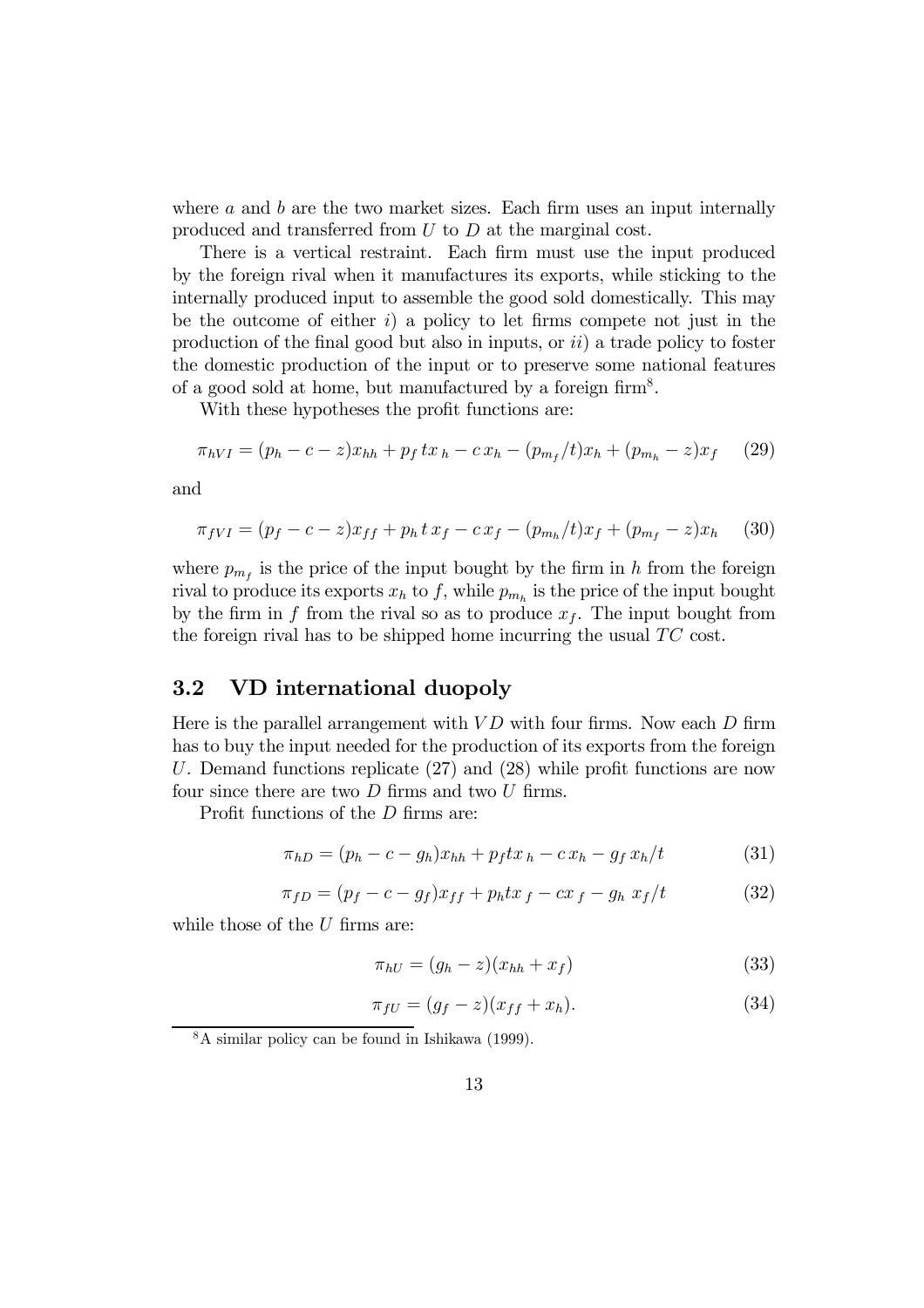where $a$ and $b$ are the two market sizes. Each firm uses an input internally produced and transferred from $U$ to $D$ at the marginal cost.

There is a vertical restraint. Each firm must use the input produced by the foreign rival when it manufactures its exports, while sticking to the internally produced input to assemble the good sold domestically. This may be the outcome of either $i$) a policy to let firms compete not just in the production of the final good but also in inputs, or $ii$) a trade policy to foster the domestic production of the input or to preserve some national features of a good sold at home, but manufactured by a foreign firm[8].

With these hypotheses the profit functions are:

$$\pi_{hVI} = (p_h - c - z)x_{hh} + p_f\, t x_h - c\, x_h - (p_{m_f}/t)x_h + (p_{m_h} - z)x_f \qquad (29)$$

and

$$\pi_{fVI} = (p_f - c - z)x_{ff} + p_h\, t\, x_f - c\, x_f - (p_{m_h}/t)x_f + (p_{m_f} - z)x_h \qquad (30)$$

where $p_{m_f}$ is the price of the input bought by the firm in $h$ from the foreign rival to produce its exports $x_h$ to $f$, while $p_{m_h}$ is the price of the input bought by the firm in $f$ from the rival so as to produce $x_f$. The input bought from the foreign rival has to be shipped home incurring the usual $TC$ cost.

## 3.2 VD international duopoly

Here is the parallel arrangement with $VD$ with four firms. Now each $D$ firm has to buy the input needed for the production of its exports from the foreign $U$. Demand functions replicate (27) and (28) while profit functions are now four since there are two $D$ firms and two $U$ firms.

Profit functions of the $D$ firms are:

$$\pi_{hD} = (p_h - c - g_h)x_{hh} + p_f t x_h - c\, x_h - g_f\, x_h/t \qquad (31)$$

$$\pi_{fD} = (p_f - c - g_f)x_{ff} + p_h t x_f - c x_f - g_h\, x_f/t \qquad (32)$$

while those of the $U$ firms are:

$$\pi_{hU} = (g_h - z)(x_{hh} + x_f) \qquad (33)$$

$$\pi_{fU} = (g_f - z)(x_{ff} + x_h). \qquad (34)$$

[8] A similar policy can be found in Ishikawa (1999).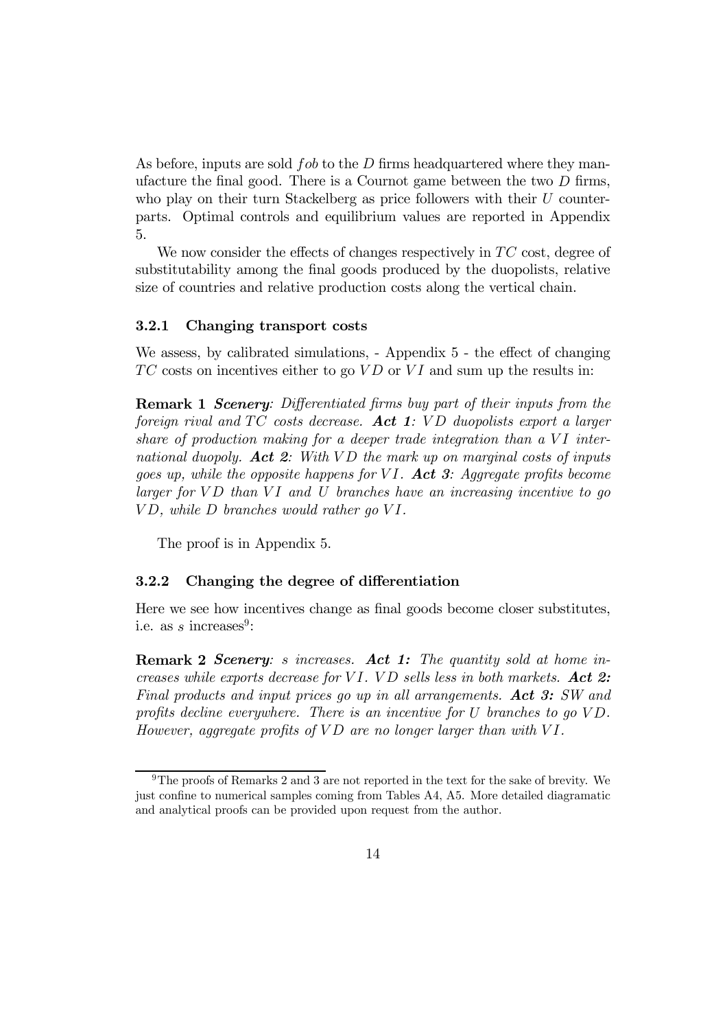As before, inputs are sold $fob$ to the $D$ firms headquartered where they manufacture the final good. There is a Cournot game between the two $D$ firms, who play on their turn Stackelberg as price followers with their $U$ counterparts. Optimal controls and equilibrium values are reported in Appendix 5.

We now consider the effects of changes respectively in $TC$ cost, degree of substitutability among the final goods produced by the duopolists, relative size of countries and relative production costs along the vertical chain.

### 3.2.1 Changing transport costs

We assess, by calibrated simulations, - Appendix 5 - the effect of changing $TC$ costs on incentives either to go $VD$ or $VI$ and sum up the results in:

**Remark 1** ***Scenery**: Differentiated firms buy part of their inputs from the foreign rival and $TC$ costs decrease.* ***Act 1**: $VD$ duopolists export a larger share of production making for a deeper trade integration than a $VI$ international duopoly.* ***Act 2**: With $VD$ the mark up on marginal costs of inputs goes up, while the opposite happens for $VI$.* ***Act 3**: Aggregate profits become larger for $VD$ than $VI$ and $U$ branches have an increasing incentive to go $VD$, while $D$ branches would rather go $VI$.*

The proof is in Appendix 5.

### 3.2.2 Changing the degree of differentiation

Here we see how incentives change as final goods become closer substitutes, i.e. as $s$ increases[9]:

**Remark 2** ***Scenery**: $s$ increases.* ***Act 1:** The quantity sold at home increases while exports decrease for $VI$. $VD$ sells less in both markets.* ***Act 2:** Final products and input prices go up in all arrangements.* ***Act 3:** SW and profits decline everywhere. There is an incentive for $U$ branches to go $VD$. However, aggregate profits of $VD$ are no longer larger than with $VI$.*

---

[9]The proofs of Remarks 2 and 3 are not reported in the text for the sake of brevity. We just confine to numerical samples coming from Tables A4, A5. More detailed diagramatic and analytical proofs can be provided upon request from the author.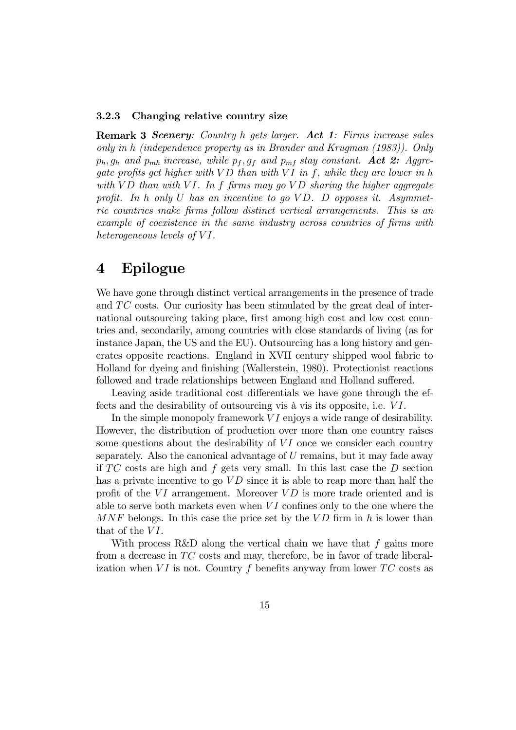#### 3.2.3 Changing relative country size

**Remark 3** ***Scenery**: Country h gets larger.* ***Act 1**: Firms increase sales only in h (independence property as in Brander and Krugman (1983)). Only $p_h, g_h$ and $p_{mh}$ increase, while $p_f, g_f$ and $p_{mf}$ stay constant.* ***Act 2:** Aggregate profits get higher with $VD$ than with $VI$ in $f$, while they are lower in $h$ with $VD$ than with $VI$. In $f$ firms may go $VD$ sharing the higher aggregate profit. In $h$ only $U$ has an incentive to go $VD$. $D$ opposes it. Asymmetric countries make firms follow distinct vertical arrangements. This is an example of coexistence in the same industry across countries of firms with heterogeneous levels of $VI$.*

# 4 Epilogue

We have gone through distinct vertical arrangements in the presence of trade and $TC$ costs. Our curiosity has been stimulated by the great deal of international outsourcing taking place, first among high cost and low cost countries and, secondarily, among countries with close standards of living (as for instance Japan, the US and the EU). Outsourcing has a long history and generates opposite reactions. England in XVII century shipped wool fabric to Holland for dyeing and finishing (Wallerstein, 1980). Protectionist reactions followed and trade relationships between England and Holland suffered.

Leaving aside traditional cost differentials we have gone through the effects and the desirability of outsourcing vis à vis its opposite, i.e. $VI$.

In the simple monopoly framework $VI$ enjoys a wide range of desirability. However, the distribution of production over more than one country raises some questions about the desirability of $VI$ once we consider each country separately. Also the canonical advantage of $U$ remains, but it may fade away if $TC$ costs are high and $f$ gets very small. In this last case the $D$ section has a private incentive to go $VD$ since it is able to reap more than half the profit of the $VI$ arrangement. Moreover $VD$ is more trade oriented and is able to serve both markets even when $VI$ confines only to the one where the $MNF$ belongs. In this case the price set by the $VD$ firm in $h$ is lower than that of the $VI$.

With process R&D along the vertical chain we have that $f$ gains more from a decrease in $TC$ costs and may, therefore, be in favor of trade liberalization when $VI$ is not. Country $f$ benefits anyway from lower $TC$ costs as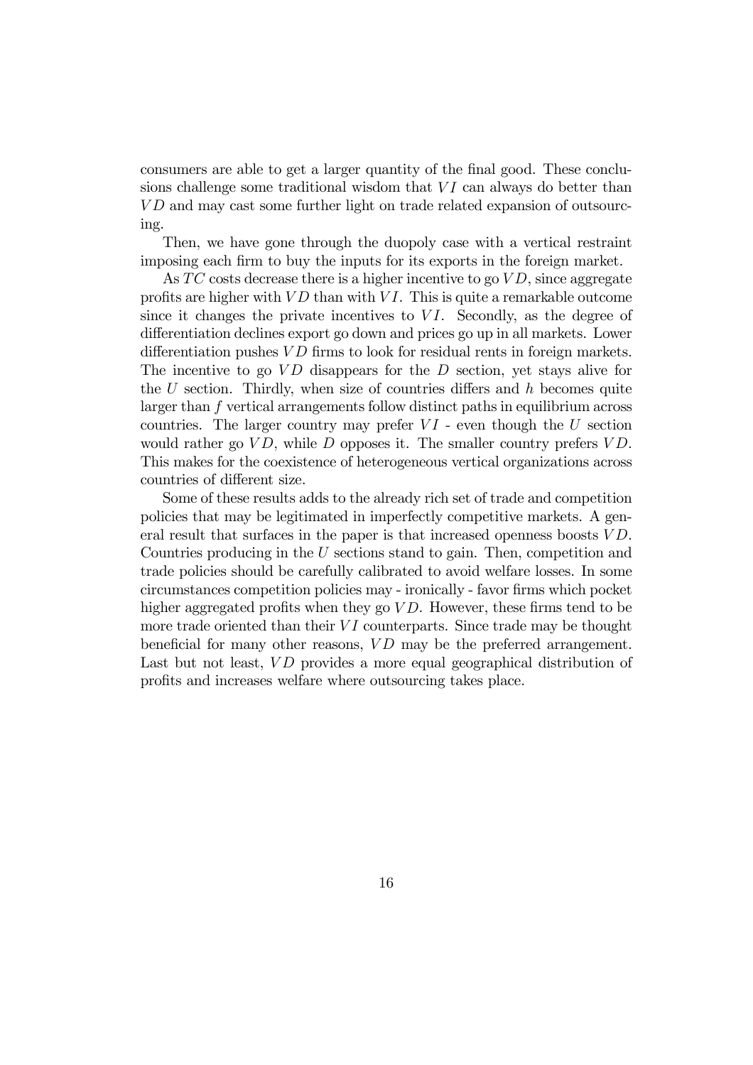consumers are able to get a larger quantity of the final good. These conclusions challenge some traditional wisdom that $VI$ can always do better than $VD$ and may cast some further light on trade related expansion of outsourcing.

Then, we have gone through the duopoly case with a vertical restraint imposing each firm to buy the inputs for its exports in the foreign market.

As $TC$ costs decrease there is a higher incentive to go $VD$, since aggregate profits are higher with $VD$ than with $VI$. This is quite a remarkable outcome since it changes the private incentives to $VI$. Secondly, as the degree of differentiation declines export go down and prices go up in all markets. Lower differentiation pushes $VD$ firms to look for residual rents in foreign markets. The incentive to go $VD$ disappears for the $D$ section, yet stays alive for the $U$ section. Thirdly, when size of countries differs and $h$ becomes quite larger than $f$ vertical arrangements follow distinct paths in equilibrium across countries. The larger country may prefer $VI$ - even though the $U$ section would rather go $VD$, while $D$ opposes it. The smaller country prefers $VD$. This makes for the coexistence of heterogeneous vertical organizations across countries of different size.

Some of these results adds to the already rich set of trade and competition policies that may be legitimated in imperfectly competitive markets. A general result that surfaces in the paper is that increased openness boosts $VD$. Countries producing in the $U$ sections stand to gain. Then, competition and trade policies should be carefully calibrated to avoid welfare losses. In some circumstances competition policies may - ironically - favor firms which pocket higher aggregated profits when they go $VD$. However, these firms tend to be more trade oriented than their $VI$ counterparts. Since trade may be thought beneficial for many other reasons, $VD$ may be the preferred arrangement. Last but not least, $VD$ provides a more equal geographical distribution of profits and increases welfare where outsourcing takes place.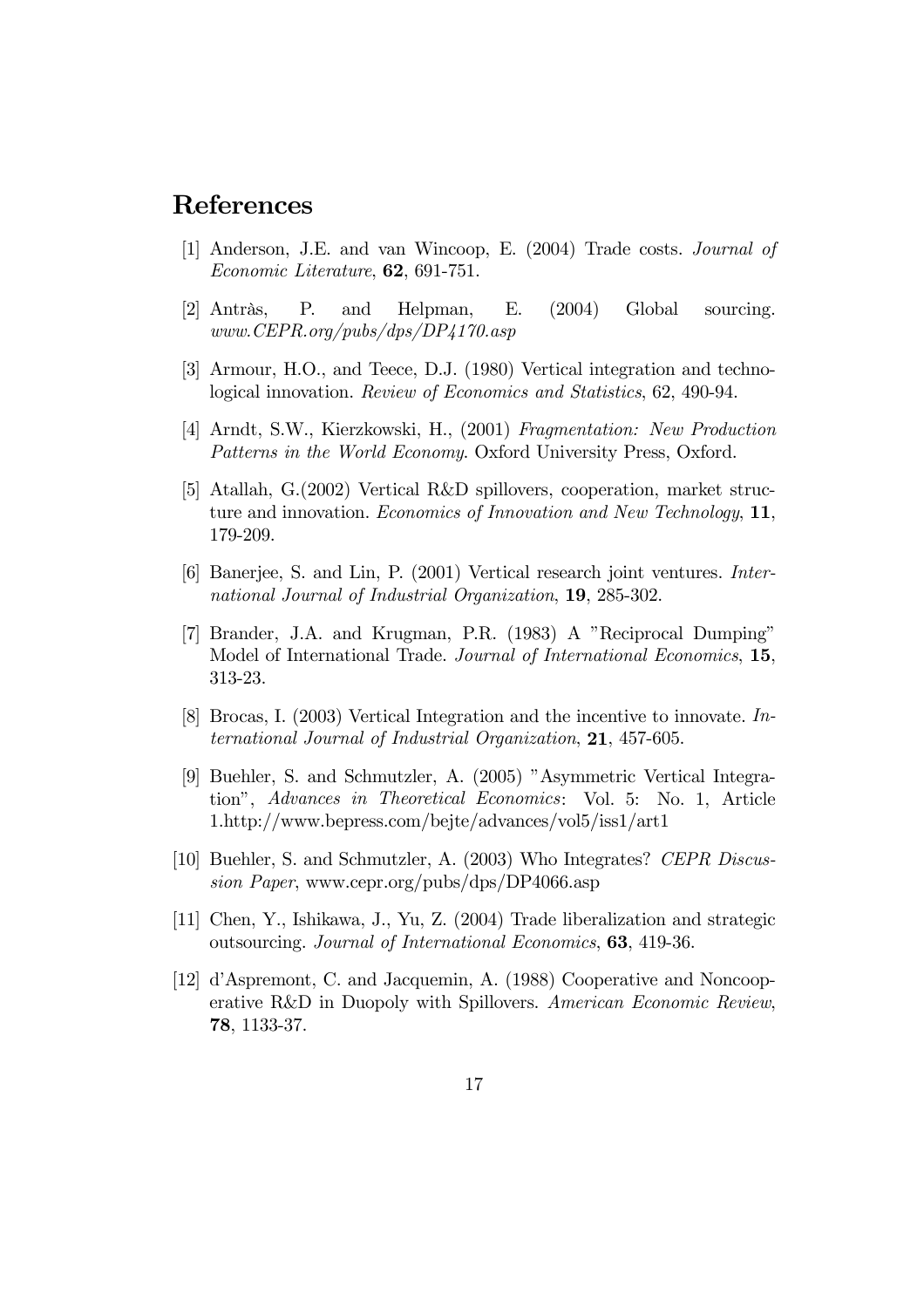# References

[1] Anderson, J.E. and van Wincoop, E. (2004) Trade costs. *Journal of Economic Literature*, **62**, 691-751.

[2] Antràs, P. and Helpman, E. (2004) Global sourcing. *www.CEPR.org/pubs/dps/DP4170.asp*

[3] Armour, H.O., and Teece, D.J. (1980) Vertical integration and technological innovation. *Review of Economics and Statistics*, 62, 490-94.

[4] Arndt, S.W., Kierzkowski, H., (2001) *Fragmentation: New Production Patterns in the World Economy*. Oxford University Press, Oxford.

[5] Atallah, G.(2002) Vertical R&D spillovers, cooperation, market structure and innovation. *Economics of Innovation and New Technology*, **11**, 179-209.

[6] Banerjee, S. and Lin, P. (2001) Vertical research joint ventures. *International Journal of Industrial Organization*, **19**, 285-302.

[7] Brander, J.A. and Krugman, P.R. (1983) A "Reciprocal Dumping" Model of International Trade. *Journal of International Economics*, **15**, 313-23.

[8] Brocas, I. (2003) Vertical Integration and the incentive to innovate. *International Journal of Industrial Organization*, **21**, 457-605.

[9] Buehler, S. and Schmutzler, A. (2005) "Asymmetric Vertical Integration", *Advances in Theoretical Economics*: Vol. 5: No. 1, Article 1.http://www.bepress.com/bejte/advances/vol5/iss1/art1

[10] Buehler, S. and Schmutzler, A. (2003) Who Integrates? *CEPR Discussion Paper*, www.cepr.org/pubs/dps/DP4066.asp

[11] Chen, Y., Ishikawa, J., Yu, Z. (2004) Trade liberalization and strategic outsourcing. *Journal of International Economics*, **63**, 419-36.

[12] d'Aspremont, C. and Jacquemin, A. (1988) Cooperative and Noncooperative R&D in Duopoly with Spillovers. *American Economic Review*, **78**, 1133-37.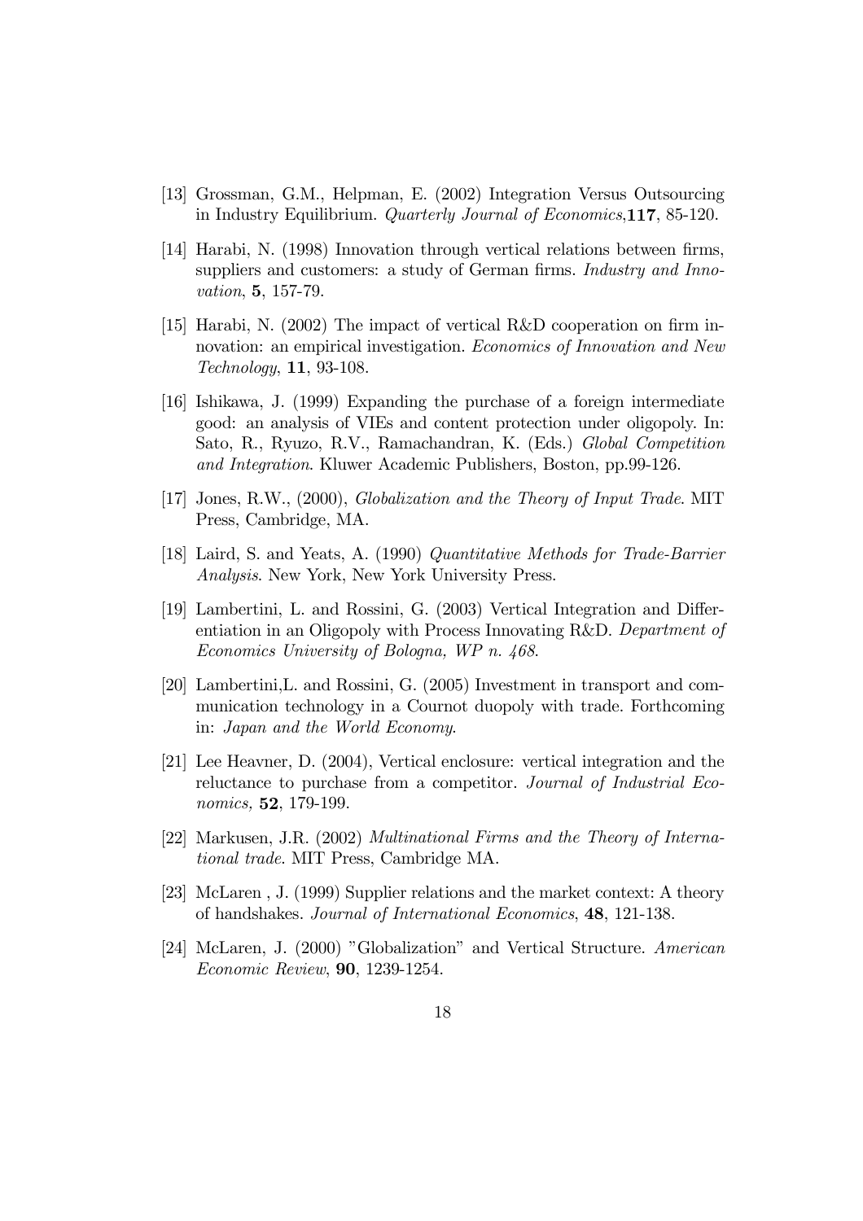[13] Grossman, G.M., Helpman, E. (2002) Integration Versus Outsourcing in Industry Equilibrium. *Quarterly Journal of Economics*,**117**, 85-120.

[14] Harabi, N. (1998) Innovation through vertical relations between firms, suppliers and customers: a study of German firms. *Industry and Innovation*, **5**, 157-79.

[15] Harabi, N. (2002) The impact of vertical R&D cooperation on firm innovation: an empirical investigation. *Economics of Innovation and New Technology*, **11**, 93-108.

[16] Ishikawa, J. (1999) Expanding the purchase of a foreign intermediate good: an analysis of VIEs and content protection under oligopoly. In: Sato, R., Ryuzo, R.V., Ramachandran, K. (Eds.) *Global Competition and Integration*. Kluwer Academic Publishers, Boston, pp.99-126.

[17] Jones, R.W., (2000), *Globalization and the Theory of Input Trade*. MIT Press, Cambridge, MA.

[18] Laird, S. and Yeats, A. (1990) *Quantitative Methods for Trade-Barrier Analysis*. New York, New York University Press.

[19] Lambertini, L. and Rossini, G. (2003) Vertical Integration and Differentiation in an Oligopoly with Process Innovating R&D. *Department of Economics University of Bologna, WP n. 468*.

[20] Lambertini,L. and Rossini, G. (2005) Investment in transport and communication technology in a Cournot duopoly with trade. Forthcoming in: *Japan and the World Economy*.

[21] Lee Heavner, D. (2004), Vertical enclosure: vertical integration and the reluctance to purchase from a competitor. *Journal of Industrial Economics,* **52**, 179-199.

[22] Markusen, J.R. (2002) *Multinational Firms and the Theory of International trade*. MIT Press, Cambridge MA.

[23] McLaren , J. (1999) Supplier relations and the market context: A theory of handshakes. *Journal of International Economics*, **48**, 121-138.

[24] McLaren, J. (2000) "Globalization" and Vertical Structure. *American Economic Review*, **90**, 1239-1254.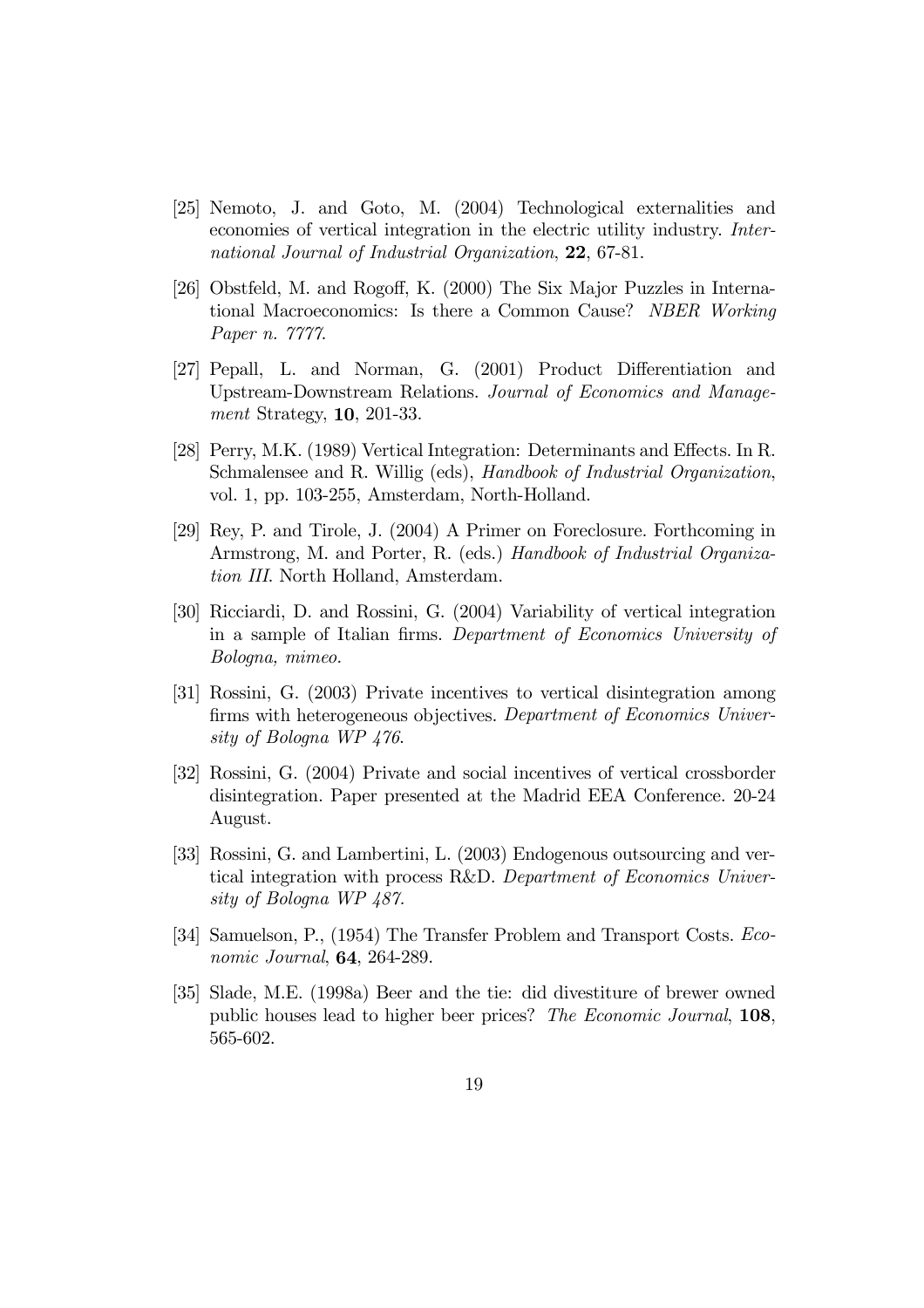[25] Nemoto, J. and Goto, M. (2004) Technological externalities and economies of vertical integration in the electric utility industry. *International Journal of Industrial Organization*, **22**, 67-81.

[26] Obstfeld, M. and Rogoff, K. (2000) The Six Major Puzzles in International Macroeconomics: Is there a Common Cause? *NBER Working Paper n. 7777.*

[27] Pepall, L. and Norman, G. (2001) Product Differentiation and Upstream-Downstream Relations. *Journal of Economics and Management* Strategy, **10**, 201-33.

[28] Perry, M.K. (1989) Vertical Integration: Determinants and Effects. In R. Schmalensee and R. Willig (eds), *Handbook of Industrial Organization*, vol. 1, pp. 103-255, Amsterdam, North-Holland.

[29] Rey, P. and Tirole, J. (2004) A Primer on Foreclosure. Forthcoming in Armstrong, M. and Porter, R. (eds.) *Handbook of Industrial Organization III.* North Holland, Amsterdam.

[30] Ricciardi, D. and Rossini, G. (2004) Variability of vertical integration in a sample of Italian firms. *Department of Economics University of Bologna, mimeo.*

[31] Rossini, G. (2003) Private incentives to vertical disintegration among firms with heterogeneous objectives. *Department of Economics University of Bologna WP 476.*

[32] Rossini, G. (2004) Private and social incentives of vertical crossborder disintegration. Paper presented at the Madrid EEA Conference. 20-24 August.

[33] Rossini, G. and Lambertini, L. (2003) Endogenous outsourcing and vertical integration with process R&D. *Department of Economics University of Bologna WP 487.*

[34] Samuelson, P., (1954) The Transfer Problem and Transport Costs. *Economic Journal*, **64**, 264-289.

[35] Slade, M.E. (1998a) Beer and the tie: did divestiture of brewer owned public houses lead to higher beer prices? *The Economic Journal*, **108**, 565-602.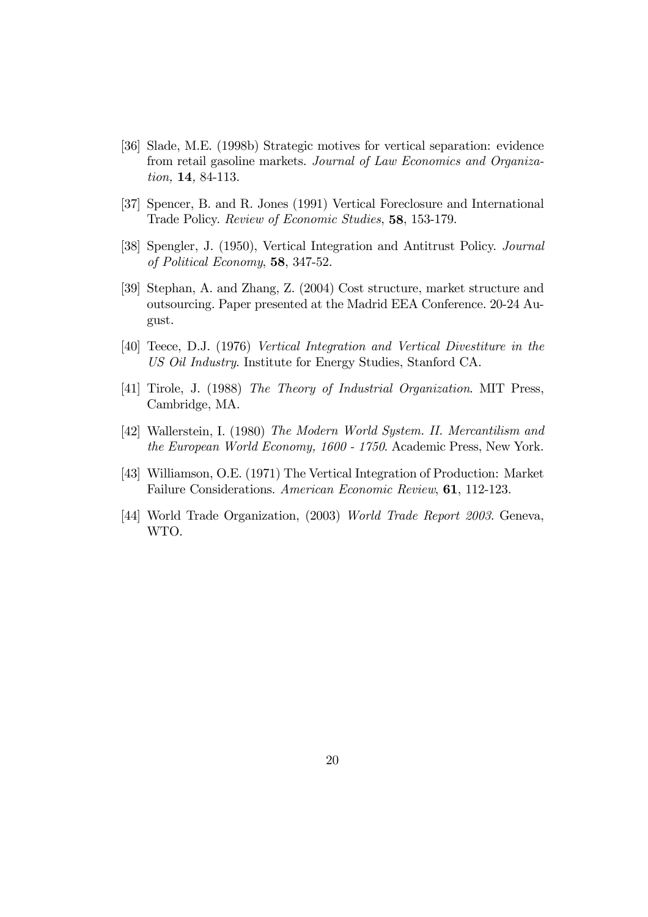[36] Slade, M.E. (1998b) Strategic motives for vertical separation: evidence from retail gasoline markets. *Journal of Law Economics and Organization,* **14**, 84-113.

[37] Spencer, B. and R. Jones (1991) Vertical Foreclosure and International Trade Policy. *Review of Economic Studies*, **58**, 153-179.

[38] Spengler, J. (1950), Vertical Integration and Antitrust Policy. *Journal of Political Economy*, **58**, 347-52.

[39] Stephan, A. and Zhang, Z. (2004) Cost structure, market structure and outsourcing. Paper presented at the Madrid EEA Conference. 20-24 August.

[40] Teece, D.J. (1976) *Vertical Integration and Vertical Divestiture in the US Oil Industry*. Institute for Energy Studies, Stanford CA.

[41] Tirole, J. (1988) *The Theory of Industrial Organization*. MIT Press, Cambridge, MA.

[42] Wallerstein, I. (1980) *The Modern World System. II. Mercantilism and the European World Economy, 1600 - 1750*. Academic Press, New York.

[43] Williamson, O.E. (1971) The Vertical Integration of Production: Market Failure Considerations. *American Economic Review*, **61**, 112-123.

[44] World Trade Organization, (2003) *World Trade Report 2003*. Geneva, WTO.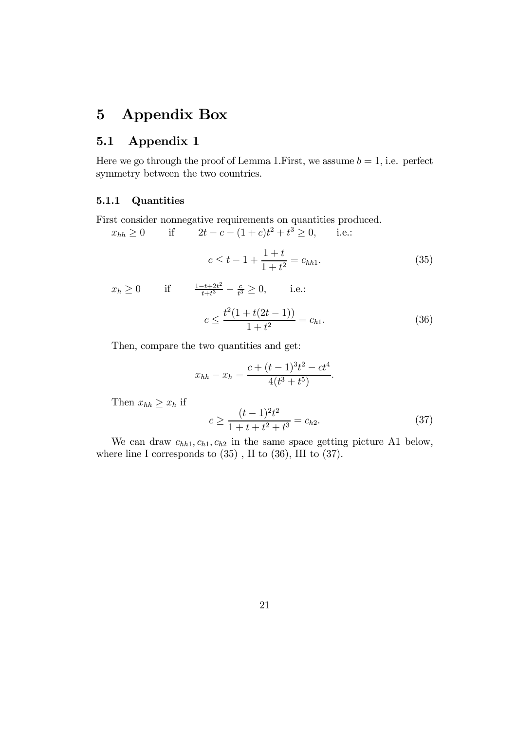# 5 Appendix Box

## 5.1 Appendix 1

Here we go through the proof of Lemma 1.First, we assume $b = 1$, i.e. perfect symmetry between the two countries.

### 5.1.1 Quantities

First consider nonnegative requirements on quantities produced.

$x_{hh} \geq 0$ if $2t - c - (1 + c)t^2 + t^3 \geq 0$, i.e.:

$$c \leq t - 1 + \frac{1 + t}{1 + t^2} = c_{hh1}. \tag{35}$$

$x_h \geq 0$ if $\frac{1-t+2t^2}{t+t^3} - \frac{c}{t^3} \geq 0$, i.e.:

$$c \leq \frac{t^2(1 + t(2t - 1))}{1 + t^2} = c_{h1}. \tag{36}$$

Then, compare the two quantities and get:

$$x_{hh} - x_h = \frac{c + (t - 1)^3 t^2 - ct^4}{4(t^3 + t^5)}.$$

Then $x_{hh} \geq x_h$ if

$$c \geq \frac{(t - 1)^2 t^2}{1 + t + t^2 + t^3} = c_{h2}. \tag{37}$$

We can draw $c_{hh1}, c_{h1}, c_{h2}$ in the same space getting picture A1 below, where line I corresponds to (35) , II to (36), III to (37).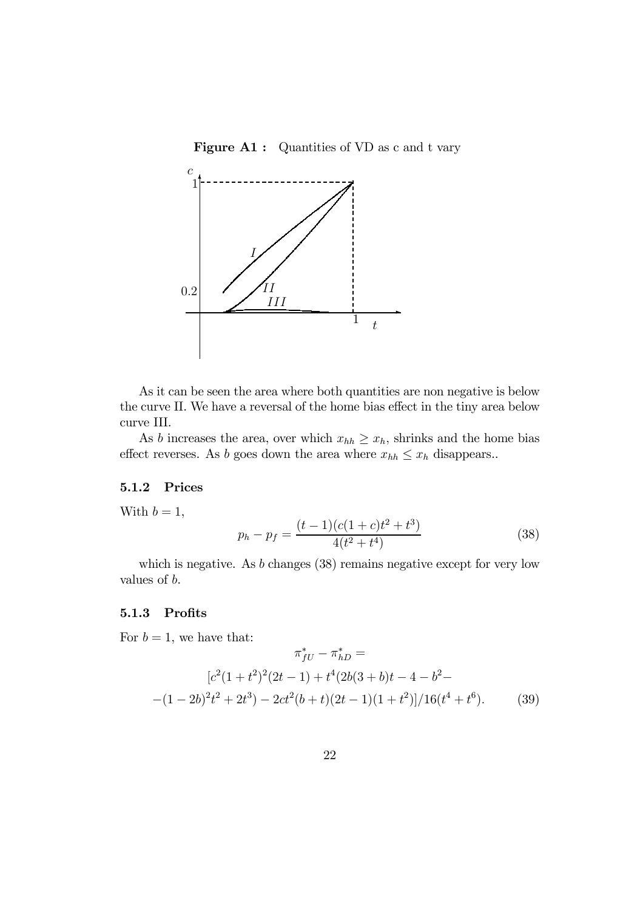**Figure A1 :** Quantities of VD as c and t vary

As it can be seen the area where both quantities are non negative is below the curve II. We have a reversal of the home bias effect in the tiny area below curve III.

As $b$ increases the area, over which $x_{hh} \geq x_h$, shrinks and the home bias effect reverses. As $b$ goes down the area where $x_{hh} \leq x_h$ disappears..

### 5.1.2 Prices

With $b = 1$,

$$p_h - p_f = \frac{(t-1)(c(1+c)t^2 + t^3)}{4(t^2 + t^4)} \tag{38}$$

which is negative. As $b$ changes (38) remains negative except for very low values of $b$.

### 5.1.3 Profits

For $b = 1$, we have that:

$$\pi^*_{fU} - \pi^*_{hD} =$$

$$[c^2(1+t^2)^2(2t-1) + t^4(2b(3+b)t - 4 - b^2 -$$

$$-(1-2b)^2t^2 + 2t^3) - 2ct^2(b+t)(2t-1)(1+t^2)]/16(t^4 + t^6). \tag{39}$$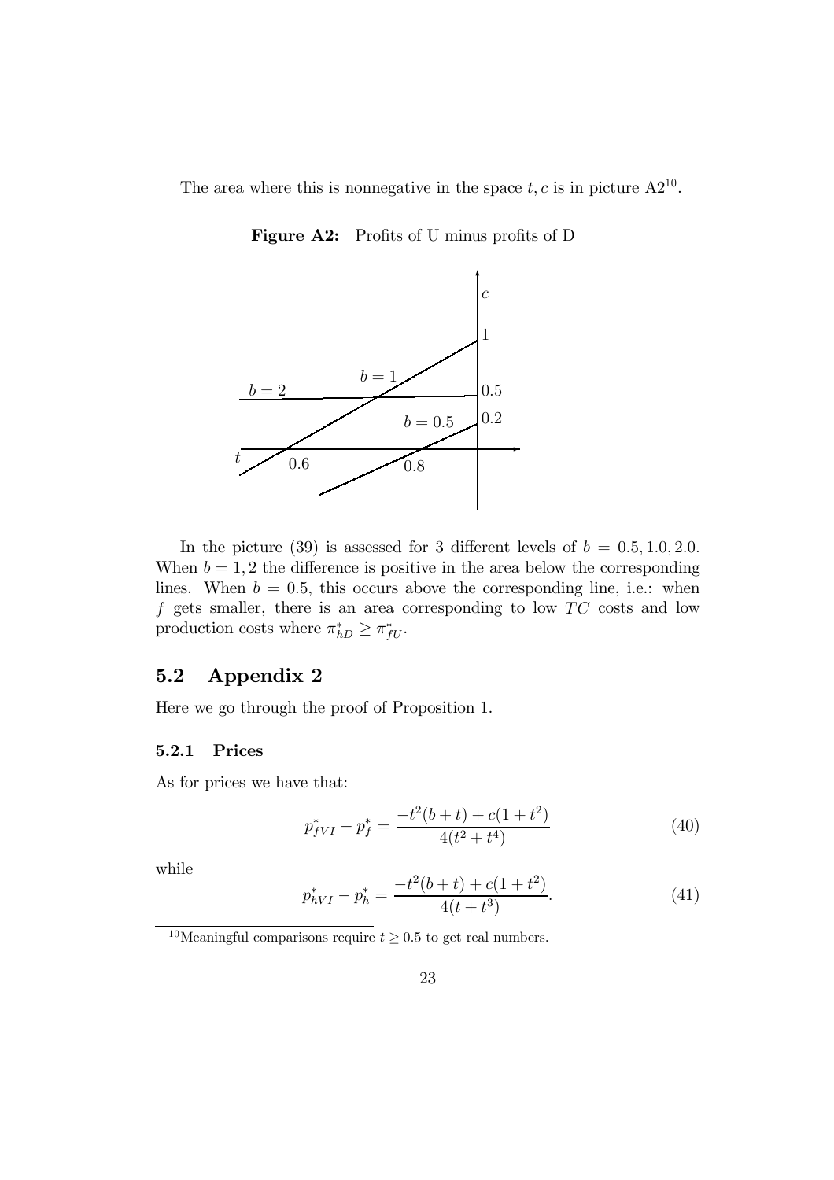The area where this is nonnegative in the space $t, c$ is in picture A2[10].

**Figure A2:** Profits of U minus profits of D

In the picture (39) is assessed for 3 different levels of $b = 0.5, 1.0, 2.0$. When $b = 1, 2$ the difference is positive in the area below the corresponding lines. When $b = 0.5$, this occurs above the corresponding line, i.e.: when $f$ gets smaller, there is an area corresponding to low $TC$ costs and low production costs where $\pi^*_{hD} \geq \pi^*_{fU}$.

## 5.2 Appendix 2

Here we go through the proof of Proposition 1.

### 5.2.1 Prices

As for prices we have that:

$$p^*_{fVI} - p^*_f = \frac{-t^2(b+t) + c(1+t^2)}{4(t^2+t^4)} \tag{40}$$

while

$$p^*_{hVI} - p^*_h = \frac{-t^2(b+t) + c(1+t^2)}{4(t+t^3)}. \tag{41}$$

[10] Meaningful comparisons require $t \geq 0.5$ to get real numbers.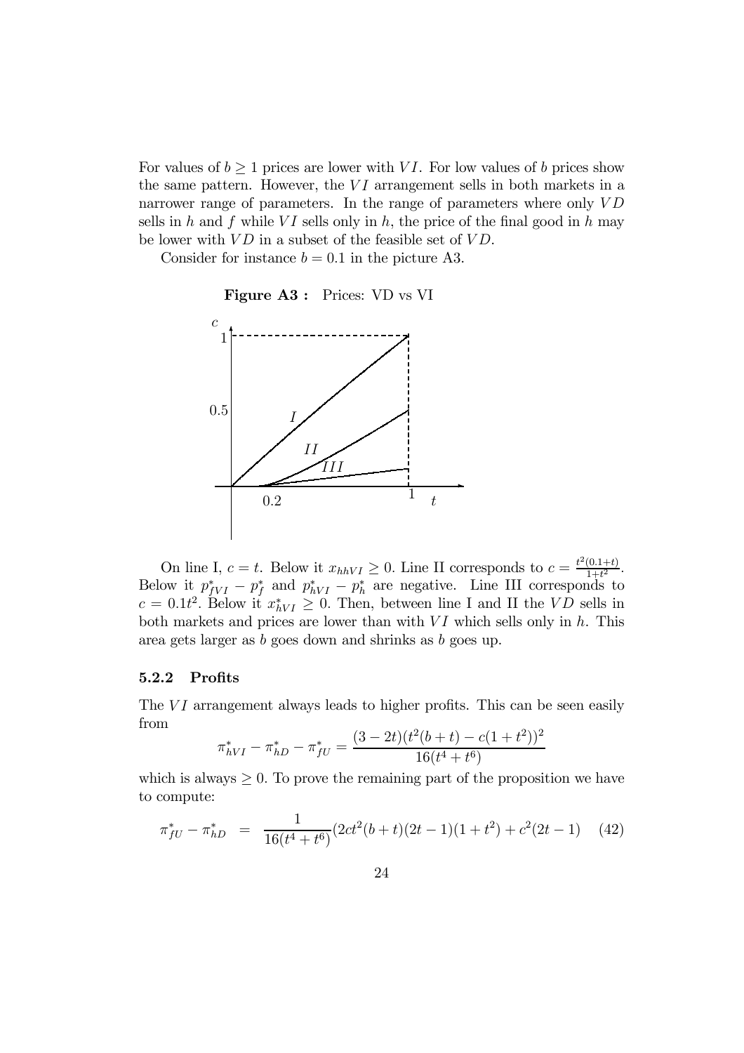For values of $b \geq 1$ prices are lower with $VI$. For low values of $b$ prices show the same pattern. However, the $VI$ arrangement sells in both markets in a narrower range of parameters. In the range of parameters where only $VD$ sells in $h$ and $f$ while $VI$ sells only in $h$, the price of the final good in $h$ may be lower with $VD$ in a subset of the feasible set of $VD$.

Consider for instance $b = 0.1$ in the picture A3.

**Figure A3 :** Prices: VD vs VI

On line I, $c = t$. Below it $x_{hhVI} \geq 0$. Line II corresponds to $c = \frac{t^2(0.1+t)}{1+t^2}$. Below it $p^*_{fVI} - p^*_f$ and $p^*_{hVI} - p^*_h$ are negative. Line III corresponds to $c = 0.1t^2$. Below it $x^*_{hVI} \geq 0$. Then, between line I and II the $VD$ sells in both markets and prices are lower than with $VI$ which sells only in $h$. This area gets larger as $b$ goes down and shrinks as $b$ goes up.

### 5.2.2 Profits

The $VI$ arrangement always leads to higher profits. This can be seen easily from

$$\pi^*_{hVI} - \pi^*_{hD} - \pi^*_{fU} = \frac{(3-2t)(t^2(b+t) - c(1+t^2))^2}{16(t^4+t^6)}$$

which is always $\geq 0$. To prove the remaining part of the proposition we have to compute:

$$\pi^*_{fU} - \pi^*_{hD} = \frac{1}{16(t^4+t^6)}(2ct^2(b+t)(2t-1)(1+t^2) + c^2(2t-1) \quad (42)$$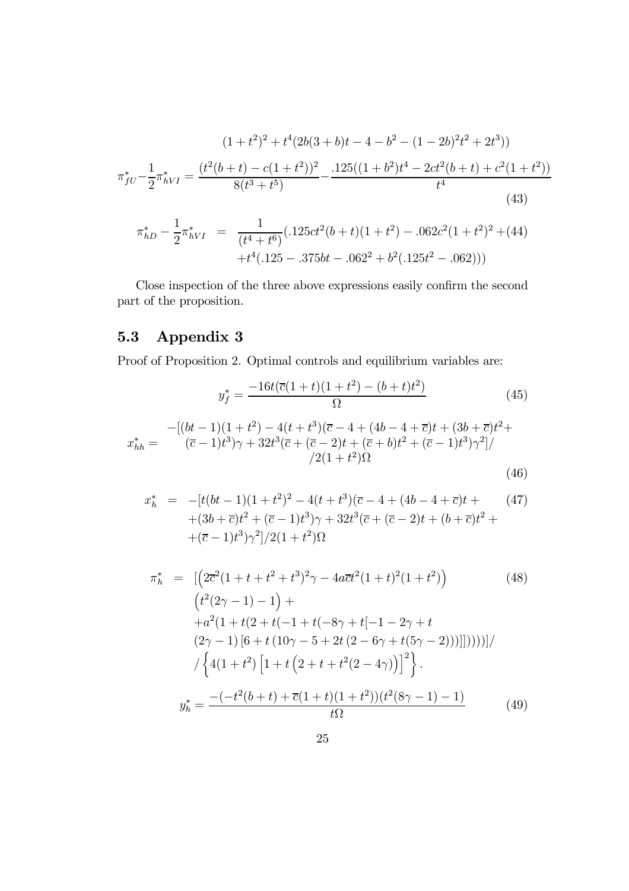$$(1+t^2)^2 + t^4(2b(3+b)t - 4 - b^2 - (1-2b)^2t^2 + 2t^3))$$

$$\pi^*_{fU} - \frac{1}{2}\pi^*_{hVI} = \frac{(t^2(b+t) - c(1+t^2))^2}{8(t^3+t^5)} - \frac{.125((1+b^2)t^4 - 2ct^2(b+t) + c^2(1+t^2))}{t^4} \tag{43}$$

$$\pi^*_{hD} - \frac{1}{2}\pi^*_{hVI} = \frac{1}{(t^4+t^6)}(.125ct^2(b+t)(1+t^2) - .062c^2(1+t^2)^2 + t^4(.125 - .375bt - .062^2 + b^2(.125t^2 - .062))) \tag{44}$$

Close inspection of the three above expressions easily confirm the second part of the proposition.

## 5.3 Appendix 3

Proof of Proposition 2. Optimal controls and equilibrium variables are:

$$y^*_f = \frac{-16t(\overline{c}(1+t)(1+t^2) - (b+t)t^2)}{\Omega} \tag{45}$$

$$x^*_{hh} = \begin{array}{c} -[(bt-1)(1+t^2) - 4(t+t^3)(\overline{c} - 4 + (4b-4+\overline{c})t + (3b+\overline{c})t^2 + \\ (\overline{c}-1)t^3)\gamma + 32t^3(\overline{c} + (\overline{c}-2)t + (\overline{c}+b)t^2 + (\overline{c}-1)t^3)\gamma^2]/ \\ /2(1+t^2)\Omega \end{array} \tag{46}$$

$$\begin{aligned} x^*_h &= -[t(bt-1)(1+t^2)^2 - 4(t+t^3)(\overline{c} - 4 + (4b-4+\overline{c})t + \\ &\quad +(3b+\overline{c})t^2 + (\overline{c}-1)t^3)\gamma + 32t^3(\overline{c} + (\overline{c}-2)t + (b+\overline{c})t^2 + \\ &\quad +(\overline{c}-1)t^3)\gamma^2]/2(1+t^2)\Omega \end{aligned} \tag{47}$$

$$\begin{aligned} \pi^*_h &= [\left(2\overline{c}^2(1+t+t^2+t^3)^2\gamma - 4a\overline{c}t^2(1+t)^2(1+t^2)\right) \\ &\quad \left(t^2(2\gamma-1) - 1\right) + \\ &\quad +a^2(1+t(2+t(-1+t(-8\gamma+t[-1-2\gamma+t \\ &\quad (2\gamma-1)\left[6+t\left(10\gamma-5+2t\left(2-6\gamma+t(5\gamma-2)\right)\right)\right]]]))))]/ \\ &\quad /\left\{4(1+t^2)\left[1+t\left(2+t+t^2(2-4\gamma)\right)\right]^2\right\}. \end{aligned} \tag{48}$$

$$y^*_h = \frac{-(-t^2(b+t) + \overline{c}(1+t)(1+t^2))(t^2(8\gamma-1)-1)}{t\Omega} \tag{49}$$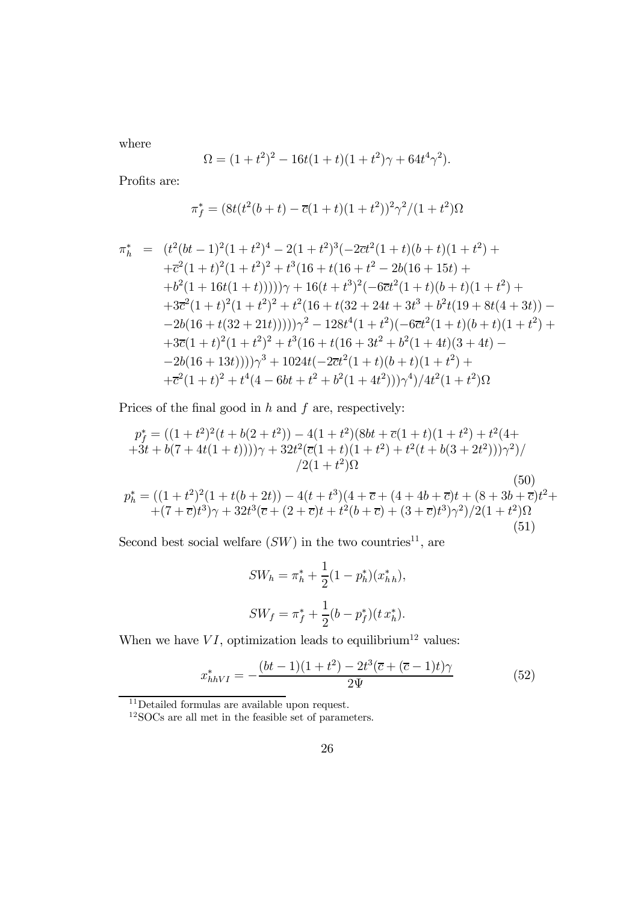where

$$\Omega = (1+t^2)^2 - 16t(1+t)(1+t^2)\gamma + 64t^4\gamma^2).$$

Profits are:

$$\pi_f^* = (8t(t^2(b+t) - \overline{c}(1+t)(1+t^2))^2\gamma^2/(1+t^2)\Omega$$

$$\begin{aligned}
\pi_h^* \;=\; & (t^2(bt-1)^2(1+t^2)^4 - 2(1+t^2)^3(-2\overline{c}t^2(1+t)(b+t)(1+t^2) + \\
& +\overline{c}^2(1+t)^2(1+t^2)^2 + t^3(16+t(16+t^2-2b(16+15t) + \\
& +b^2(1+16t(1+t)))))\gamma + 16(t+t^3)^2(-6\overline{c}t^2(1+t)(b+t)(1+t^2) + \\
& +3\overline{c}^2(1+t)^2(1+t^2)^2 + t^2(16+t(32+24t+3t^3+b^2t(19+8t(4+3t)) - \\
& -2b(16+t(32+21t)))))\gamma^2 - 128t^4(1+t^2)(-6\overline{c}t^2(1+t)(b+t)(1+t^2) + \\
& +3\overline{c}(1+t)^2(1+t^2)^2 + t^3(16+t(16+3t^2+b^2(1+4t)(3+4t) - \\
& -2b(16+13t))))\gamma^3 + 1024t(-2\overline{c}t^2(1+t)(b+t)(1+t^2) + \\
& +\overline{c}^2(1+t)^2 + t^4(4-6bt+t^2+b^2(1+4t^2)))\gamma^4)/4t^2(1+t^2)\Omega
\end{aligned}$$

Prices of the final good in $h$ and $f$ are, respectively:

$$\begin{aligned}
p_f^* = & ((1+t^2)^2(t+b(2+t^2)) - 4(1+t^2)(8bt+\overline{c}(1+t)(1+t^2)+t^2(4+ \\
& +3t+b(7+4t(1+t))))\gamma + 32t^2(\overline{c}(1+t)(1+t^2)+t^2(t+b(3+2t^2)))\gamma^2)/ \\
& /2(1+t^2)\Omega
\end{aligned} \tag{50}$$

$$\begin{aligned}
p_h^* = & ((1+t^2)^2(1+t(b+2t)) - 4(t+t^3)(4+\overline{c}+(4+4b+\overline{c})t+(8+3b+\overline{c})t^2+ \\
& +(7+\overline{c})t^3)\gamma + 32t^3(\overline{c}+(2+\overline{c})t+t^2(b+\overline{c})+(3+\overline{c})t^3)\gamma^2)/2(1+t^2)\Omega
\end{aligned} \tag{51}$$

Second best social welfare ($SW$) in the two countries[11], are

$$SW_h = \pi_h^* + \frac{1}{2}(1-p_h^*)(x_{hh}^*),$$

$$SW_f = \pi_f^* + \frac{1}{2}(b-p_f^*)(t\,x_h^*).$$

When we have $VI$, optimization leads to equilibrium[12] values:

$$x_{hhVI}^* = -\frac{(bt-1)(1+t^2) - 2t^3(\overline{c}+(\overline{c}-1)t)\gamma}{2\Psi} \tag{52}$$

---

[11] Detailed formulas are available upon request.

[12] SOCs are all met in the feasible set of parameters.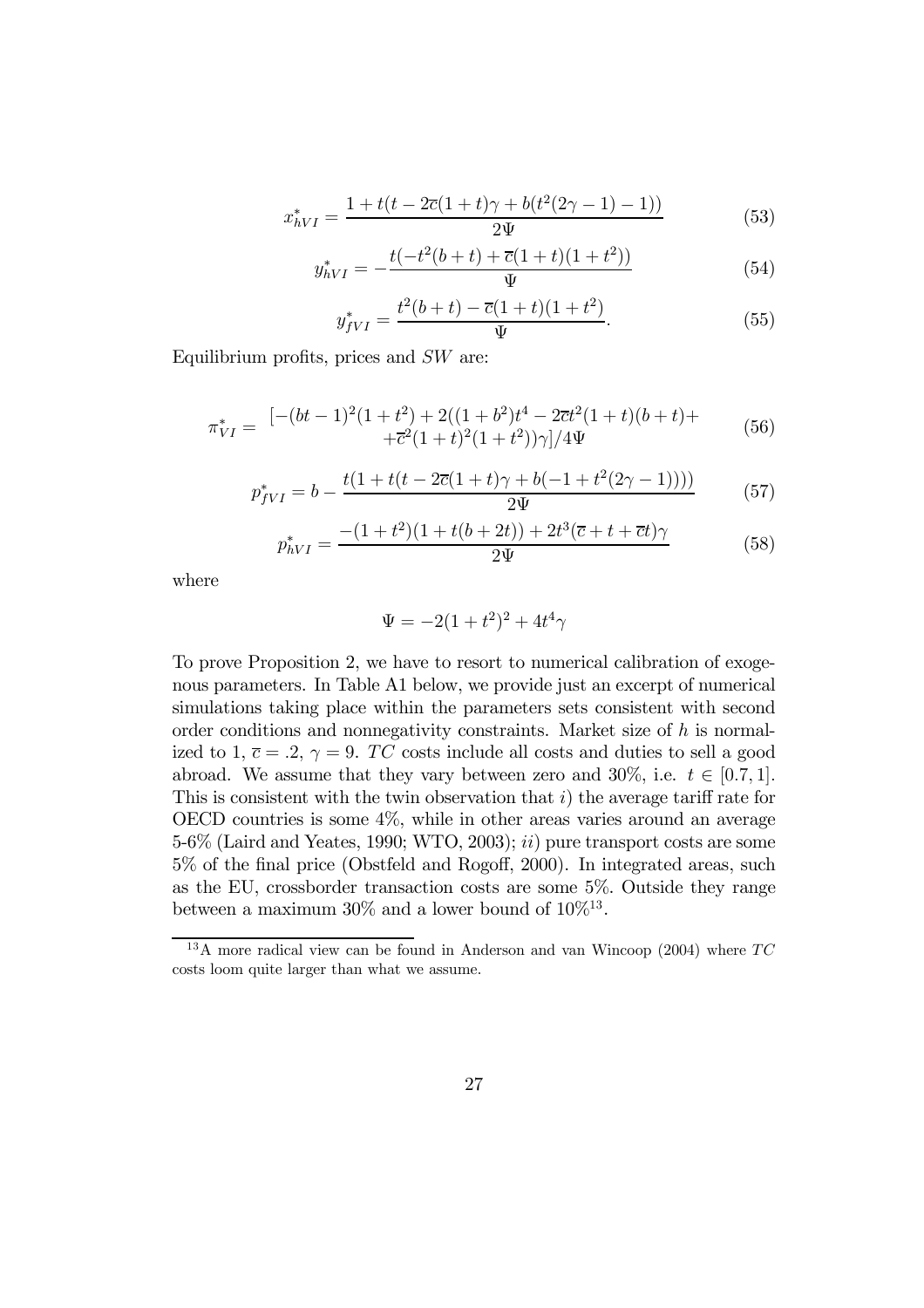$$x^*_{hVI} = \frac{1 + t(t - 2\overline{c}(1+t)\gamma + b(t^2(2\gamma - 1) - 1))}{2\Psi} \tag{53}$$

$$y^*_{hVI} = -\frac{t(-t^2(b+t) + \overline{c}(1+t)(1+t^2))}{\Psi} \tag{54}$$

$$y^*_{fVI} = \frac{t^2(b+t) - \overline{c}(1+t)(1+t^2)}{\Psi}. \tag{55}$$

Equilibrium profits, prices and $SW$ are:

$$\pi^*_{VI} = \begin{array}{c} [-(bt-1)^2(1+t^2) + 2((1+b^2)t^4 - 2\overline{c}t^2(1+t)(b+t) + \\ +\overline{c}^2(1+t)^2(1+t^2))\gamma]/4\Psi \end{array} \tag{56}$$

$$p^*_{fVI} = b - \frac{t(1 + t(t - 2\overline{c}(1+t)\gamma + b(-1 + t^2(2\gamma - 1))))}{2\Psi} \tag{57}$$

$$p^*_{hVI} = \frac{-(1+t^2)(1 + t(b+2t)) + 2t^3(\overline{c} + t + \overline{c}t)\gamma}{2\Psi} \tag{58}$$

where

$$\Psi = -2(1+t^2)^2 + 4t^4\gamma$$

To prove Proposition 2, we have to resort to numerical calibration of exogenous parameters. In Table A1 below, we provide just an excerpt of numerical simulations taking place within the parameters sets consistent with second order conditions and nonnegativity constraints. Market size of $h$ is normalized to 1, $\overline{c} = .2$, $\gamma = 9$. $TC$ costs include all costs and duties to sell a good abroad. We assume that they vary between zero and 30%, i.e. $t \in [0.7, 1]$. This is consistent with the twin observation that $i)$ the average tariff rate for OECD countries is some 4%, while in other areas varies around an average 5-6% (Laird and Yeates, 1990; WTO, 2003); $ii)$ pure transport costs are some 5% of the final price (Obstfeld and Rogoff, 2000). In integrated areas, such as the EU, crossborder transaction costs are some 5%. Outside they range between a maximum 30% and a lower bound of 10%[13].

[13] A more radical view can be found in Anderson and van Wincoop (2004) where $TC$ costs loom quite larger than what we assume.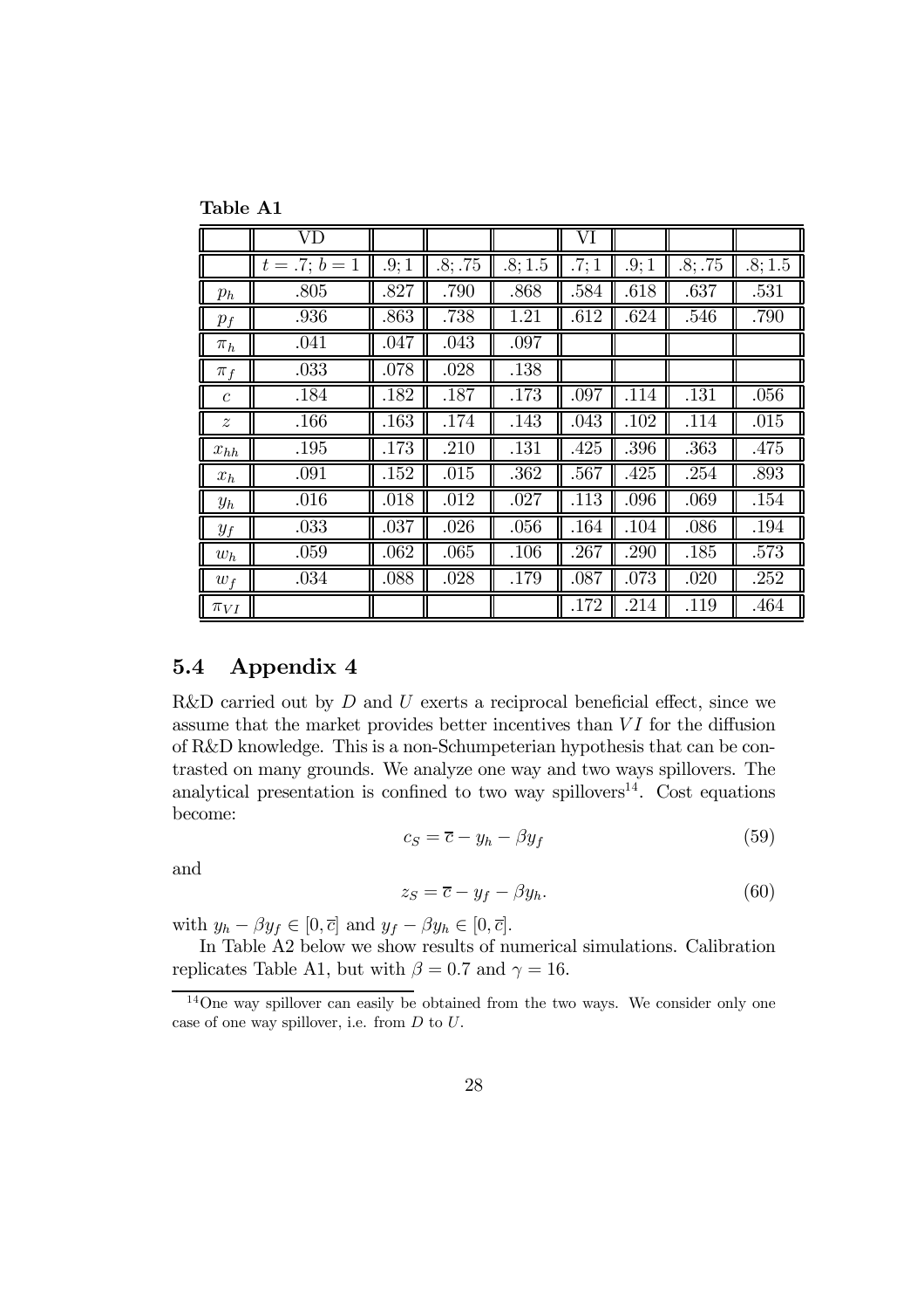**Table A1**

| | VD | | | | VI | | | |
|---|---|---|---|---|---|---|---|---|
| | $t = .7; b = 1$ | $.9; 1$ | $.8; .75$ | $.8; 1.5$ | $.7; 1$ | $.9; 1$ | $.8; .75$ | $.8; 1.5$ |
| $p_h$ | .805 | .827 | .790 | .868 | .584 | .618 | .637 | .531 |
| $p_f$ | .936 | .863 | .738 | 1.21 | .612 | .624 | .546 | .790 |
| $\pi_h$ | .041 | .047 | .043 | .097 | | | | |
| $\pi_f$ | .033 | .078 | .028 | .138 | | | | |
| $c$ | .184 | .182 | .187 | .173 | .097 | .114 | .131 | .056 |
| $z$ | .166 | .163 | .174 | .143 | .043 | .102 | .114 | .015 |
| $x_{hh}$ | .195 | .173 | .210 | .131 | .425 | .396 | .363 | .475 |
| $x_h$ | .091 | .152 | .015 | .362 | .567 | .425 | .254 | .893 |
| $y_h$ | .016 | .018 | .012 | .027 | .113 | .096 | .069 | .154 |
| $y_f$ | .033 | .037 | .026 | .056 | .164 | .104 | .086 | .194 |
| $w_h$ | .059 | .062 | .065 | .106 | .267 | .290 | .185 | .573 |
| $w_f$ | .034 | .088 | .028 | .179 | .087 | .073 | .020 | .252 |
| $\pi_{VI}$ | | | | | .172 | .214 | .119 | .464 |

## 5.4 Appendix 4

R&D carried out by $D$ and $U$ exerts a reciprocal beneficial effect, since we assume that the market provides better incentives than $VI$ for the diffusion of R&D knowledge. This is a non-Schumpeterian hypothesis that can be contrasted on many grounds. We analyze one way and two ways spillovers. The analytical presentation is confined to two way spillovers[14]. Cost equations become:

$$c_S = \overline{c} - y_h - \beta y_f \tag{59}$$

and

$$z_S = \overline{c} - y_f - \beta y_h. \tag{60}$$

with $y_h - \beta y_f \in [0, \overline{c}]$ and $y_f - \beta y_h \in [0, \overline{c}]$.

In Table A2 below we show results of numerical simulations. Calibration replicates Table A1, but with $\beta = 0.7$ and $\gamma = 16$.

[14] One way spillover can easily be obtained from the two ways. We consider only one case of one way spillover, i.e. from $D$ to $U$.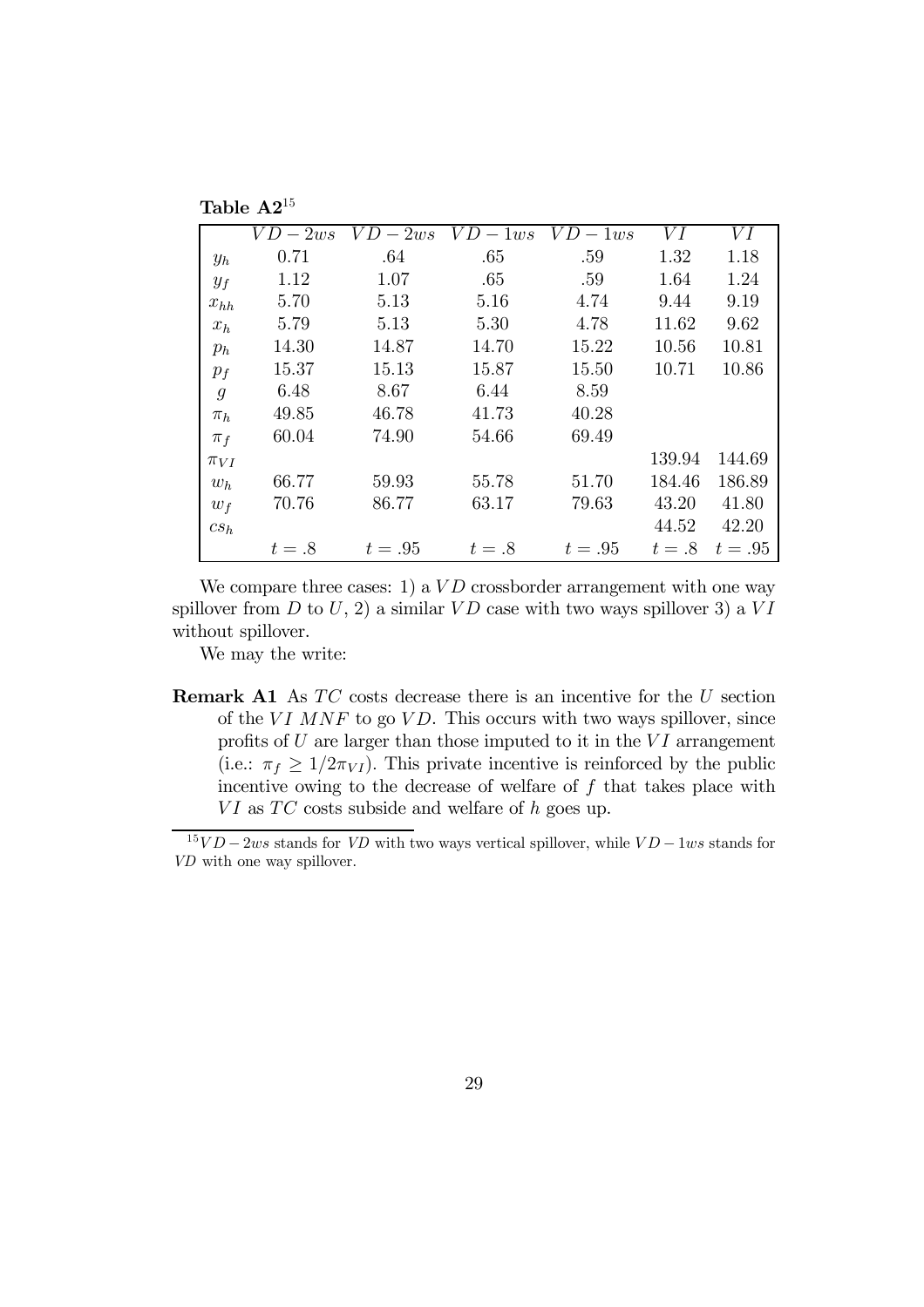**Table A2**[15]

| | $VD-2ws$ | $VD-2ws$ | $VD-1ws$ | $VD-1ws$ | $VI$ | $VI$ |
|---|---|---|---|---|---|---|
| $y_h$ | 0.71 | .64 | .65 | .59 | 1.32 | 1.18 |
| $y_f$ | 1.12 | 1.07 | .65 | .59 | 1.64 | 1.24 |
| $x_{hh}$ | 5.70 | 5.13 | 5.16 | 4.74 | 9.44 | 9.19 |
| $x_h$ | 5.79 | 5.13 | 5.30 | 4.78 | 11.62 | 9.62 |
| $p_h$ | 14.30 | 14.87 | 14.70 | 15.22 | 10.56 | 10.81 |
| $p_f$ | 15.37 | 15.13 | 15.87 | 15.50 | 10.71 | 10.86 |
| $g$ | 6.48 | 8.67 | 6.44 | 8.59 | | |
| $\pi_h$ | 49.85 | 46.78 | 41.73 | 40.28 | | |
| $\pi_f$ | 60.04 | 74.90 | 54.66 | 69.49 | | |
| $\pi_{VI}$ | | | | | 139.94 | 144.69 |
| $w_h$ | 66.77 | 59.93 | 55.78 | 51.70 | 184.46 | 186.89 |
| $w_f$ | 70.76 | 86.77 | 63.17 | 79.63 | 43.20 | 41.80 |
| $cs_h$ | | | | | 44.52 | 42.20 |
| | $t=.8$ | $t=.95$ | $t=.8$ | $t=.95$ | $t=.8$ | $t=.95$ |

We compare three cases: 1) a $VD$ crossborder arrangement with one way spillover from $D$ to $U$, 2) a similar $VD$ case with two ways spillover 3) a $VI$ without spillover.

We may the write:

**Remark A1** As $TC$ costs decrease there is an incentive for the $U$ section of the $VI$ $MNF$ to go $VD$. This occurs with two ways spillover, since profits of $U$ are larger than those imputed to it in the $VI$ arrangement (i.e.: $\pi_f \geq 1/2\pi_{VI}$). This private incentive is reinforced by the public incentive owing to the decrease of welfare of $f$ that takes place with $VI$ as $TC$ costs subside and welfare of $h$ goes up.

[15] $VD-2ws$ stands for $VD$ with two ways vertical spillover, while $VD-1ws$ stands for $VD$ with one way spillover.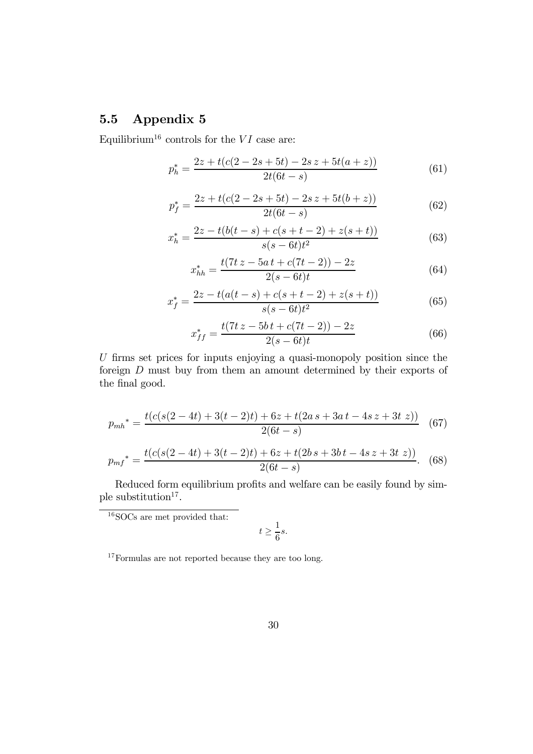### 5.5 Appendix 5

Equilibrium[16] controls for the $VI$ case are:

$$p_h^* = \frac{2z + t(c(2-2s+5t) - 2s\,z + 5t(a+z))}{2t(6t-s)} \tag{61}$$

$$p_f^* = \frac{2z + t(c(2-2s+5t) - 2s\,z + 5t(b+z))}{2t(6t-s)} \tag{62}$$

$$x_h^* = \frac{2z - t(b(t-s) + c(s+t-2) + z(s+t))}{s(s-6t)t^2} \tag{63}$$

$$x_{hh}^* = \frac{t(7t\,z - 5a\,t + c(7t-2)) - 2z}{2(s-6t)t} \tag{64}$$

$$x_f^* = \frac{2z - t(a(t-s) + c(s+t-2) + z(s+t))}{s(s-6t)t^2} \tag{65}$$

$$x_{ff}^* = \frac{t(7t\,z - 5b\,t + c(7t-2)) - 2z}{2(s-6t)t} \tag{66}$$

$U$ firms set prices for inputs enjoying a quasi-monopoly position since the foreign $D$ must buy from them an amount determined by their exports of the final good.

$$p_{mh}{}^* = \frac{t(c(s(2-4t) + 3(t-2)t) + 6z + t(2a\,s + 3a\,t - 4s\,z + 3t\;z))}{2(6t-s)} \tag{67}$$

$$p_{mf}{}^* = \frac{t(c(s(2-4t) + 3(t-2)t) + 6z + t(2b\,s + 3b\,t - 4s\,z + 3t\;z))}{2(6t-s)}. \tag{68}$$

Reduced form equilibrium profits and welfare can be easily found by simple substitution[17].

---

[16] SOCs are met provided that:

$$t \geq \frac{1}{6}s.$$

[17] Formulas are not reported because they are too long.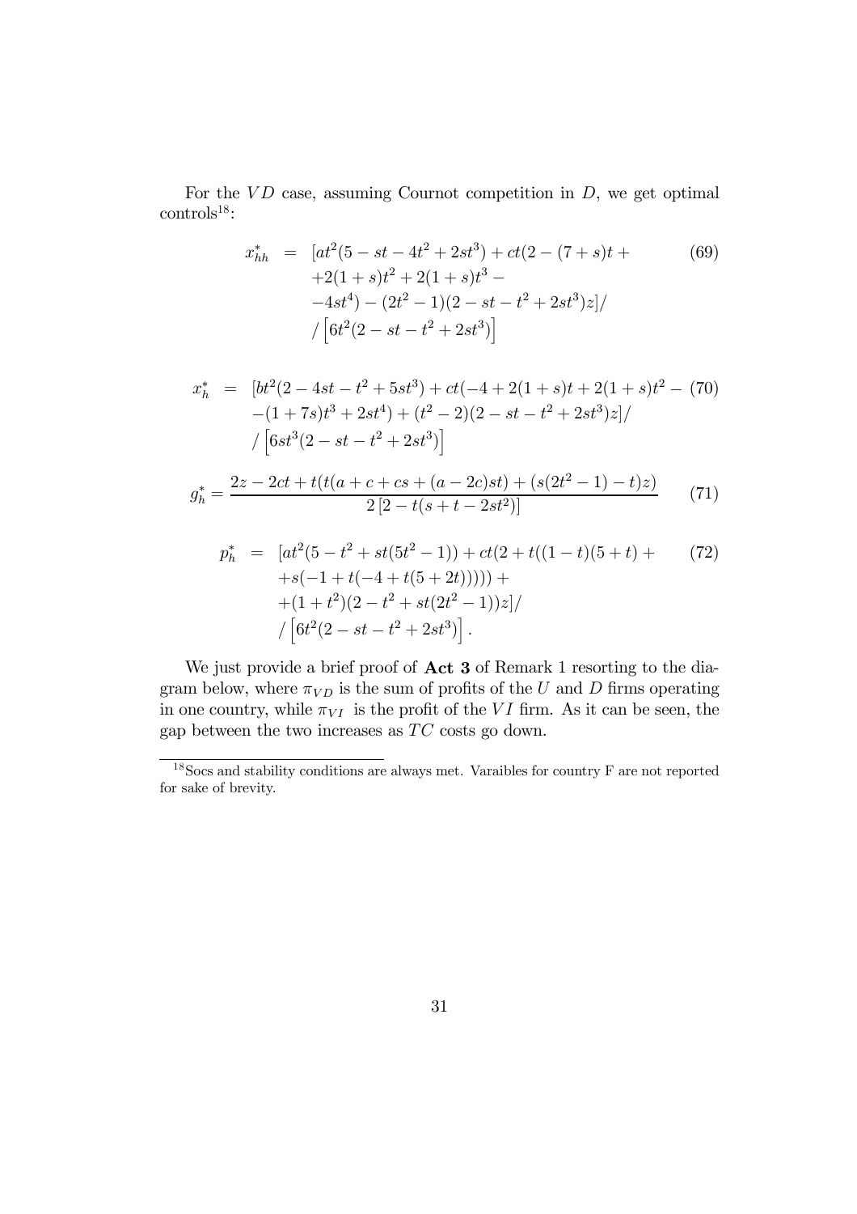For the $VD$ case, assuming Cournot competition in $D$, we get optimal controls[18]:

$$\begin{aligned} x_{hh}^{*} &= [at^2(5 - st - 4t^2 + 2st^3) + ct(2 - (7+s)t + \\ &\quad +2(1+s)t^2 + 2(1+s)t^3 - \\ &\quad -4st^4) - (2t^2 - 1)(2 - st - t^2 + 2st^3)z]/ \\ &\quad / \left[6t^2(2 - st - t^2 + 2st^3)\right] \end{aligned} \tag{69}$$

$$\begin{aligned} x_{h}^{*} &= [bt^2(2 - 4st - t^2 + 5st^3) + ct(-4 + 2(1+s)t + 2(1+s)t^2 - \\ &\quad -(1+7s)t^3 + 2st^4) + (t^2 - 2)(2 - st - t^2 + 2st^3)z]/ \\ &\quad / \left[6st^3(2 - st - t^2 + 2st^3)\right] \end{aligned} \tag{70}$$

$$g_h^{*} = \frac{2z - 2ct + t(t(a + c + cs + (a - 2c)st) + (s(2t^2 - 1) - t)z)}{2\left[2 - t(s + t - 2st^2)\right]} \tag{71}$$

$$\begin{aligned} p_{h}^{*} &= [at^2(5 - t^2 + st(5t^2 - 1)) + ct(2 + t((1-t)(5+t) + \\ &\quad +s(-1 + t(-4 + t(5 + 2t))))) + \\ &\quad +(1+t^2)(2 - t^2 + st(2t^2 - 1))z]/ \\ &\quad / \left[6t^2(2 - st - t^2 + 2st^3)\right]. \end{aligned} \tag{72}$$

We just provide a brief proof of **Act 3** of Remark 1 resorting to the diagram below, where $\pi_{VD}$ is the sum of profits of the $U$ and $D$ firms operating in one country, while $\pi_{VI}$ is the profit of the $VI$ firm. As it can be seen, the gap between the two increases as $TC$ costs go down.

---

[18] Socs and stability conditions are always met. Varaibles for country F are not reported for sake of brevity.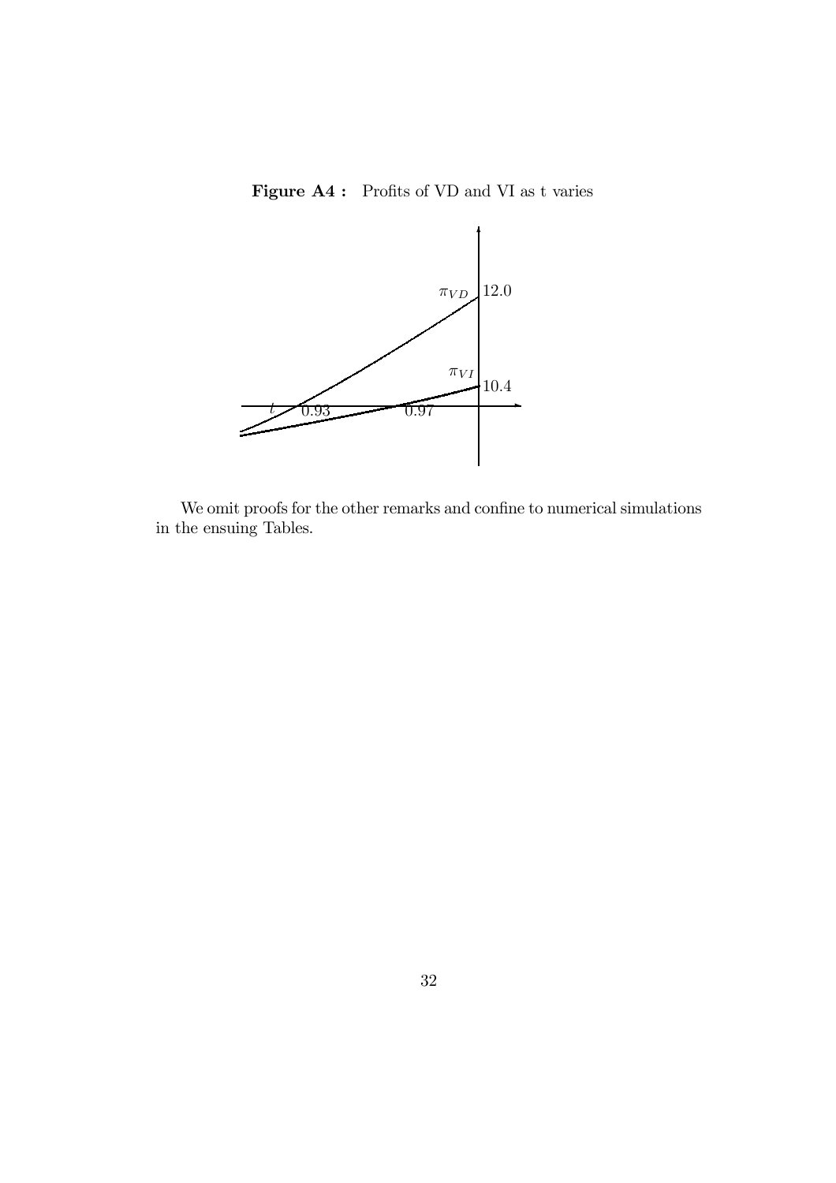**Figure A4 :** Profits of VD and VI as t varies

We omit proofs for the other remarks and confine to numerical simulations in the ensuing Tables.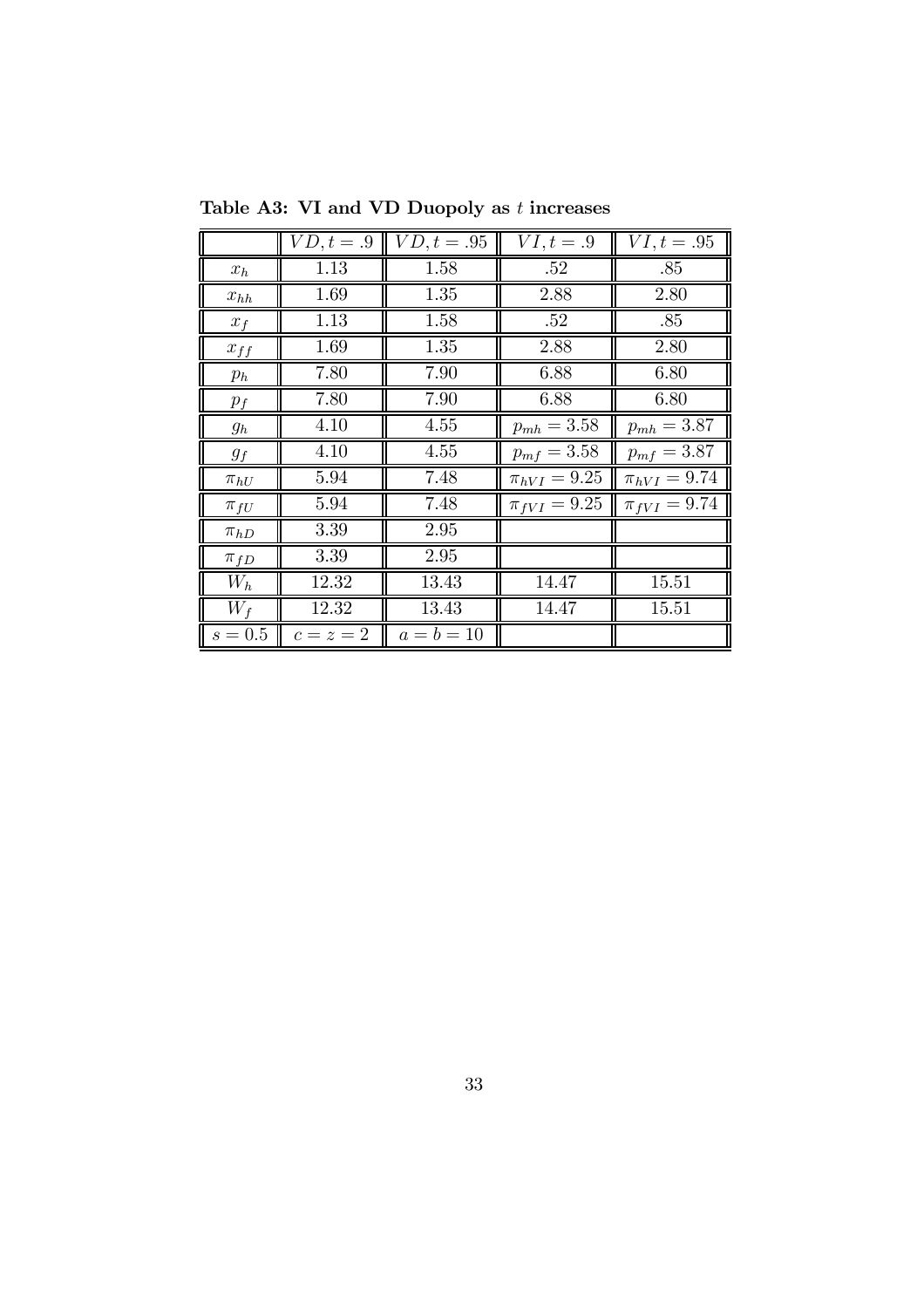**Table A3: VI and VD Duopoly as $t$ increases**

| | $VD, t = .9$ | $VD, t = .95$ | $VI, t = .9$ | $VI, t = .95$ |
|---|---|---|---|---|
| $x_h$ | 1.13 | 1.58 | .52 | .85 |
| $x_{hh}$ | 1.69 | 1.35 | 2.88 | 2.80 |
| $x_f$ | 1.13 | 1.58 | .52 | .85 |
| $x_{ff}$ | 1.69 | 1.35 | 2.88 | 2.80 |
| $p_h$ | 7.80 | 7.90 | 6.88 | 6.80 |
| $p_f$ | 7.80 | 7.90 | 6.88 | 6.80 |
| $g_h$ | 4.10 | 4.55 | $p_{mh} = 3.58$ | $p_{mh} = 3.87$ |
| $g_f$ | 4.10 | 4.55 | $p_{mf} = 3.58$ | $p_{mf} = 3.87$ |
| $\pi_{hU}$ | 5.94 | 7.48 | $\pi_{hVI} = 9.25$ | $\pi_{hVI} = 9.74$ |
| $\pi_{fU}$ | 5.94 | 7.48 | $\pi_{fVI} = 9.25$ | $\pi_{fVI} = 9.74$ |
| $\pi_{hD}$ | 3.39 | 2.95 | | |
| $\pi_{fD}$ | 3.39 | 2.95 | | |
| $W_h$ | 12.32 | 13.43 | 14.47 | 15.51 |
| $W_f$ | 12.32 | 13.43 | 14.47 | 15.51 |
| $s = 0.5$ | $c = z = 2$ | $a = b = 10$ | | |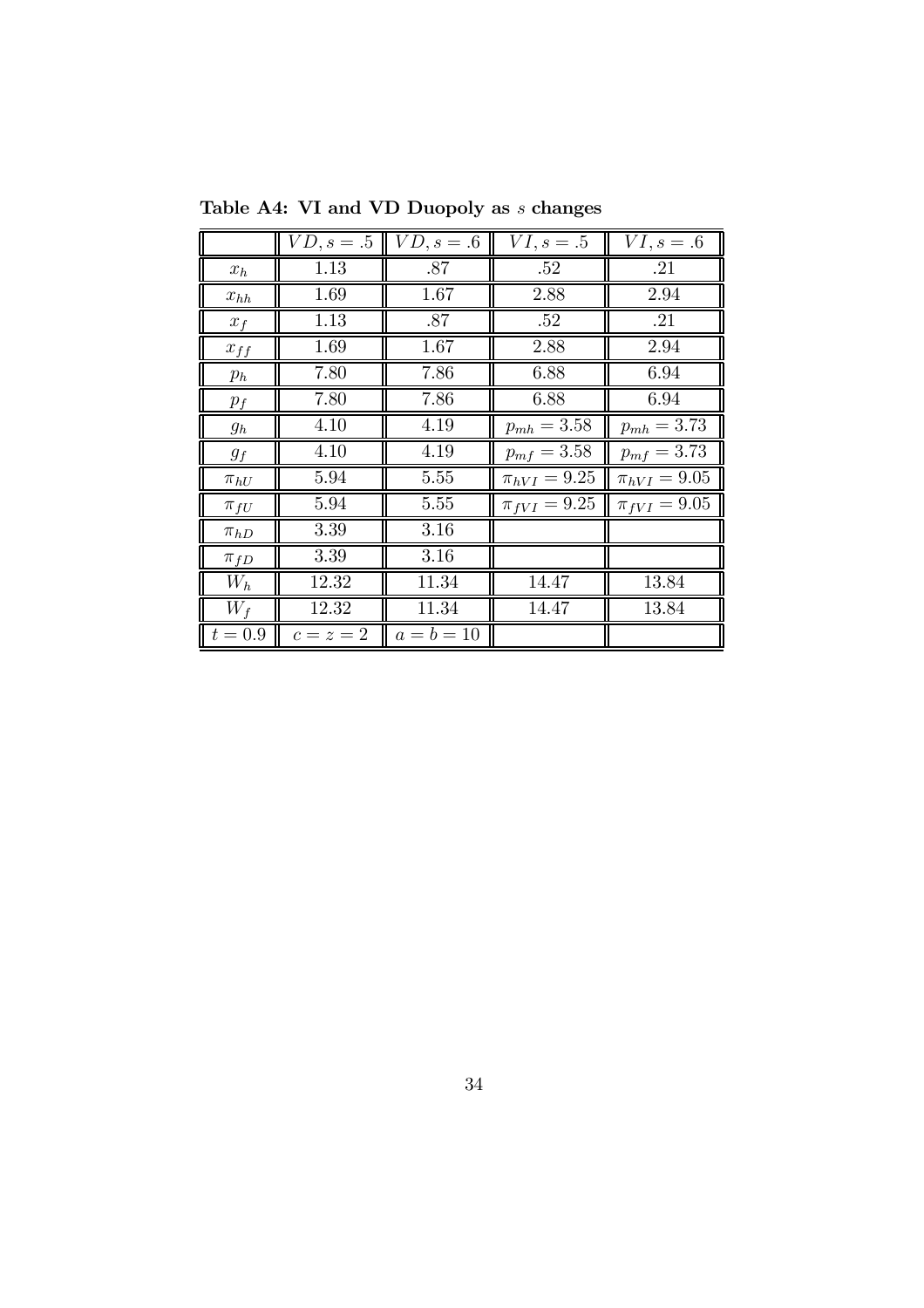**Table A4: VI and VD Duopoly as $s$ changes**

| | $VD, s = .5$ | $VD, s = .6$ | $VI, s = .5$ | $VI, s = .6$ |
|---|---|---|---|---|
| $x_h$ | 1.13 | .87 | .52 | .21 |
| $x_{hh}$ | 1.69 | 1.67 | 2.88 | 2.94 |
| $x_f$ | 1.13 | .87 | .52 | .21 |
| $x_{ff}$ | 1.69 | 1.67 | 2.88 | 2.94 |
| $p_h$ | 7.80 | 7.86 | 6.88 | 6.94 |
| $p_f$ | 7.80 | 7.86 | 6.88 | 6.94 |
| $g_h$ | 4.10 | 4.19 | $p_{mh} = 3.58$ | $p_{mh} = 3.73$ |
| $g_f$ | 4.10 | 4.19 | $p_{mf} = 3.58$ | $p_{mf} = 3.73$ |
| $\pi_{hU}$ | 5.94 | 5.55 | $\pi_{hVI} = 9.25$ | $\pi_{hVI} = 9.05$ |
| $\pi_{fU}$ | 5.94 | 5.55 | $\pi_{fVI} = 9.25$ | $\pi_{fVI} = 9.05$ |
| $\pi_{hD}$ | 3.39 | 3.16 | | |
| $\pi_{fD}$ | 3.39 | 3.16 | | |
| $W_h$ | 12.32 | 11.34 | 14.47 | 13.84 |
| $W_f$ | 12.32 | 11.34 | 14.47 | 13.84 |
| $t = 0.9$ | $c = z = 2$ | $a = b = 10$ | | |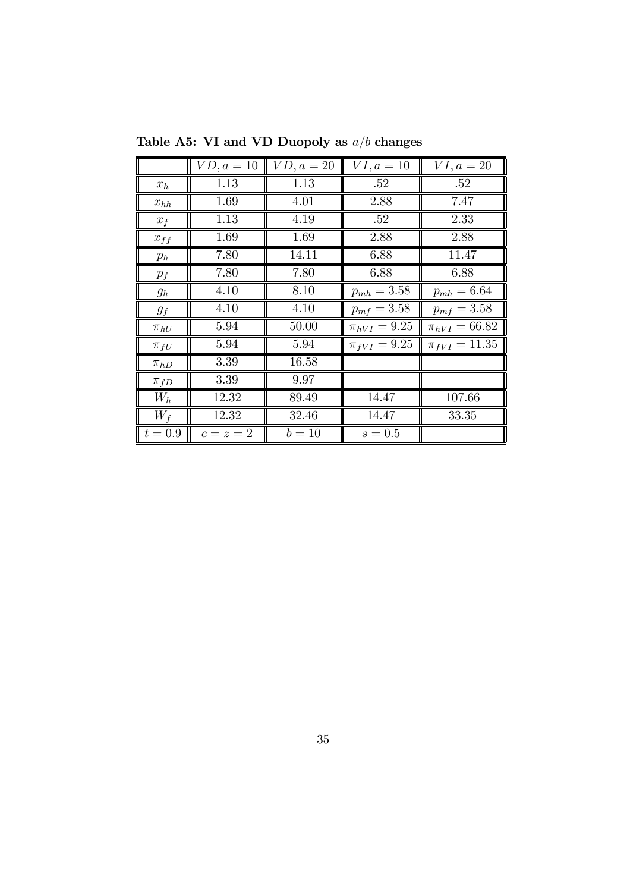**Table A5: VI and VD Duopoly as $a/b$ changes**

| | $VD, a = 10$ | $VD, a = 20$ | $VI, a = 10$ | $VI, a = 20$ |
|---|---|---|---|---|
| $x_h$ | 1.13 | 1.13 | .52 | .52 |
| $x_{hh}$ | 1.69 | 4.01 | 2.88 | 7.47 |
| $x_f$ | 1.13 | 4.19 | .52 | 2.33 |
| $x_{ff}$ | 1.69 | 1.69 | 2.88 | 2.88 |
| $p_h$ | 7.80 | 14.11 | 6.88 | 11.47 |
| $p_f$ | 7.80 | 7.80 | 6.88 | 6.88 |
| $g_h$ | 4.10 | 8.10 | $p_{mh} = 3.58$ | $p_{mh} = 6.64$ |
| $g_f$ | 4.10 | 4.10 | $p_{mf} = 3.58$ | $p_{mf} = 3.58$ |
| $\pi_{hU}$ | 5.94 | 50.00 | $\pi_{hVI} = 9.25$ | $\pi_{hVI} = 66.82$ |
| $\pi_{fU}$ | 5.94 | 5.94 | $\pi_{fVI} = 9.25$ | $\pi_{fVI} = 11.35$ |
| $\pi_{hD}$ | 3.39 | 16.58 | | |
| $\pi_{fD}$ | 3.39 | 9.97 | | |
| $W_h$ | 12.32 | 89.49 | 14.47 | 107.66 |
| $W_f$ | 12.32 | 32.46 | 14.47 | 33.35 |
| $t = 0.9$ | $c = z = 2$ | $b = 10$ | $s = 0.5$ | |